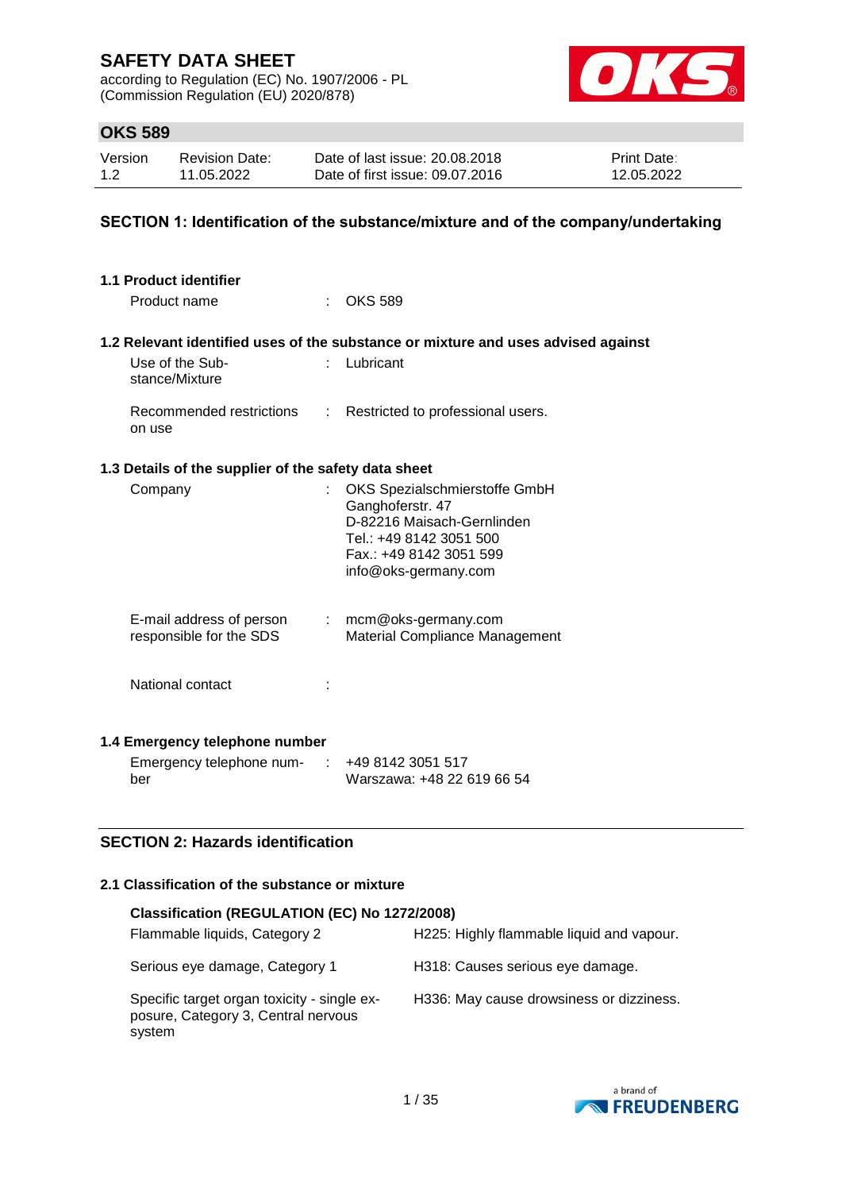# SAFETY DATA SHEET

according to Regulation (EC) No. 1907/2006 - PL
(Commission Regulation (EU) 2020/878)

## OKS 589

| Version | Revision Date: | Date of last issue: 20.08.2018 | Print Date: |
|---|---|---|---|
| 1.2 | 11.05.2022 | Date of first issue: 09.07.2016 | 12.05.2022 |

## SECTION 1: Identification of the substance/mixture and of the company/undertaking

### 1.1 Product identifier

Product name : OKS 589

### 1.2 Relevant identified uses of the substance or mixture and uses advised against

Use of the Substance/Mixture : Lubricant

Recommended restrictions on use : Restricted to professional users.

### 1.3 Details of the supplier of the safety data sheet

Company : OKS Spezialschmierstoffe GmbH
Ganghoferstr. 47
D-82216 Maisach-Gernlinden
Tel.: +49 8142 3051 500
Fax.: +49 8142 3051 599
info@oks-germany.com

E-mail address of person responsible for the SDS : mcm@oks-germany.com
Material Compliance Management

National contact :

### 1.4 Emergency telephone number

Emergency telephone number : +49 8142 3051 517
Warszawa: +48 22 619 66 54

## SECTION 2: Hazards identification

### 2.1 Classification of the substance or mixture

**Classification (REGULATION (EC) No 1272/2008)**

| | |
|---|---|
| Flammable liquids, Category 2 | H225: Highly flammable liquid and vapour. |
| Serious eye damage, Category 1 | H318: Causes serious eye damage. |
| Specific target organ toxicity - single exposure, Category 3, Central nervous system | H336: May cause drowsiness or dizziness. |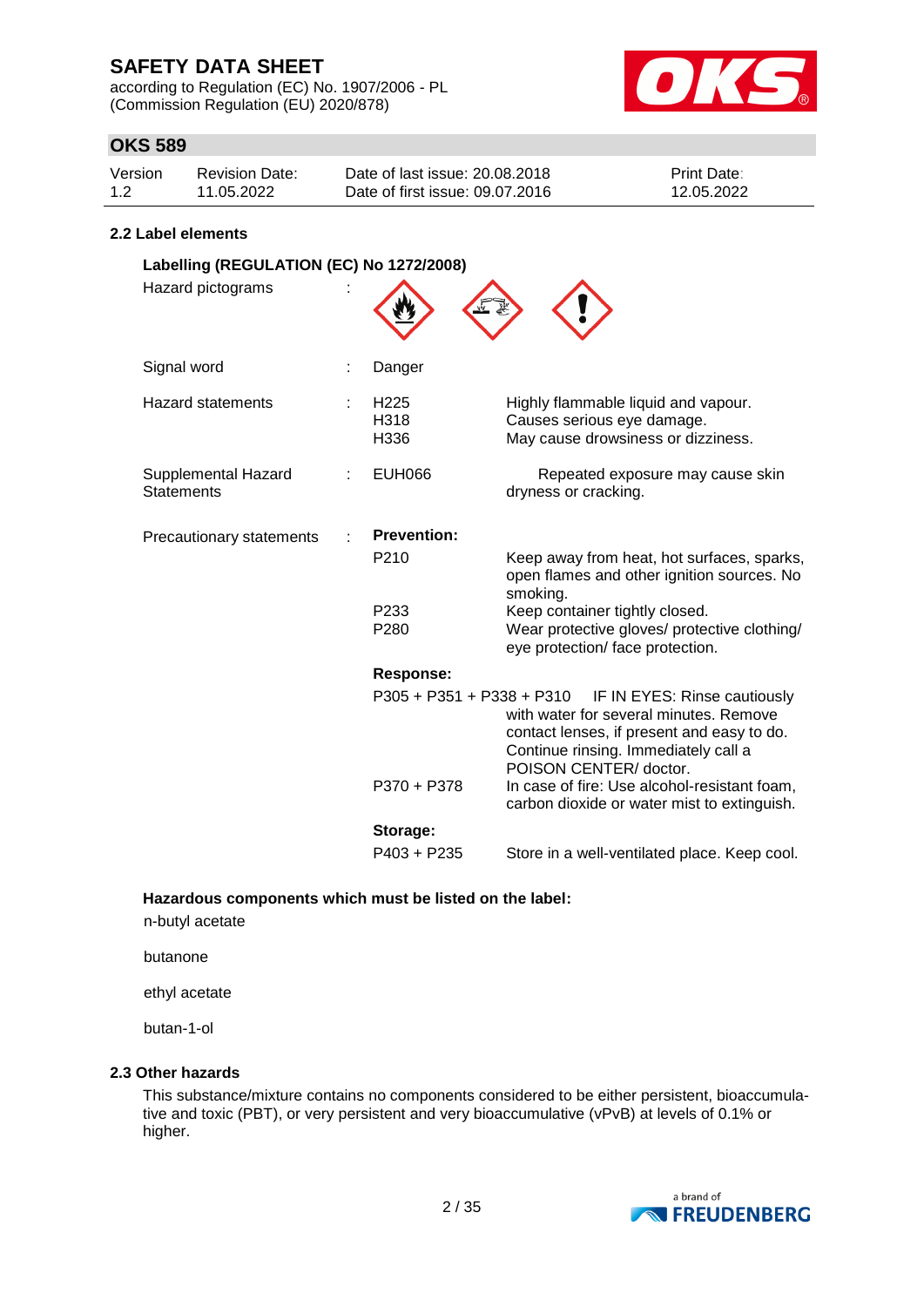## 2.2 Label elements

### Labelling (REGULATION (EC) No 1272/2008)

| | | | |
|---|---|---|---|
| Hazard pictograms | : | | |
| Signal word | : | Danger | |
| Hazard statements | : | H225<br>H318<br>H336 | Highly flammable liquid and vapour.<br>Causes serious eye damage.<br>May cause drowsiness or dizziness. |
| Supplemental Hazard Statements | : | EUH066 | Repeated exposure may cause skin dryness or cracking. |
| Precautionary statements | : | **Prevention:** | |
| | | P210 | Keep away from heat, hot surfaces, sparks, open flames and other ignition sources. No smoking. |
| | | P233 | Keep container tightly closed. |
| | | P280 | Wear protective gloves/ protective clothing/ eye protection/ face protection. |
| | | **Response:** | |
| | | P305 + P351 + P338 + P310 | IF IN EYES: Rinse cautiously with water for several minutes. Remove contact lenses, if present and easy to do. Continue rinsing. Immediately call a POISON CENTER/ doctor. |
| | | P370 + P378 | In case of fire: Use alcohol-resistant foam, carbon dioxide or water mist to extinguish. |
| | | **Storage:** | |
| | | P403 + P235 | Store in a well-ventilated place. Keep cool. |

**Hazardous components which must be listed on the label:**

n-butyl acetate

butanone

ethyl acetate

butan-1-ol

## 2.3 Other hazards

This substance/mixture contains no components considered to be either persistent, bioaccumulative and toxic (PBT), or very persistent and very bioaccumulative (vPvB) at levels of 0.1% or higher.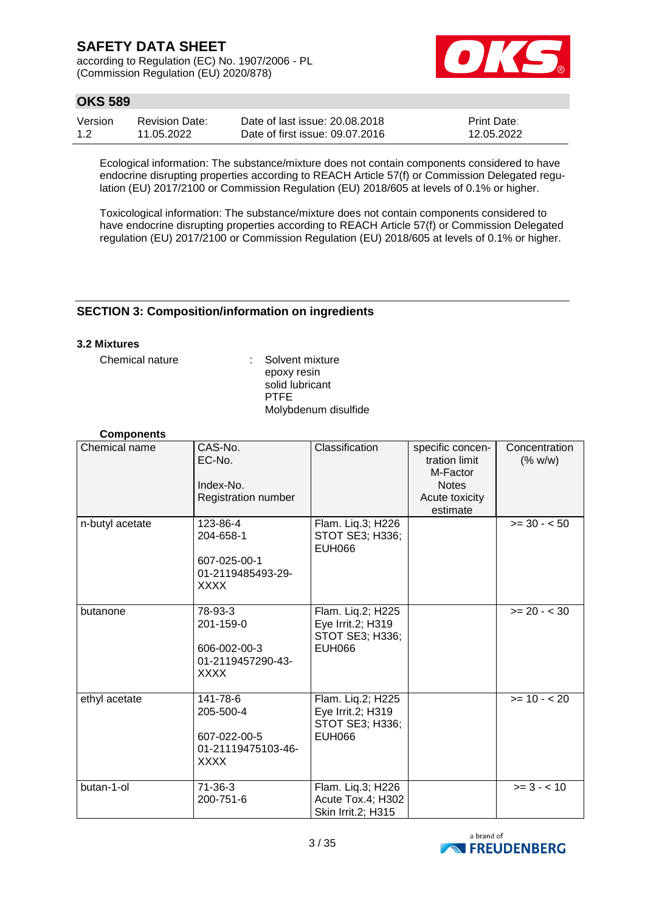Ecological information: The substance/mixture does not contain components considered to have endocrine disrupting properties according to REACH Article 57(f) or Commission Delegated regulation (EU) 2017/2100 or Commission Regulation (EU) 2018/605 at levels of 0.1% or higher.

Toxicological information: The substance/mixture does not contain components considered to have endocrine disrupting properties according to REACH Article 57(f) or Commission Delegated regulation (EU) 2017/2100 or Commission Regulation (EU) 2018/605 at levels of 0.1% or higher.

## SECTION 3: Composition/information on ingredients

### 3.2 Mixtures

Chemical nature : Solvent mixture
epoxy resin
solid lubricant
PTFE
Molybdenum disulfide

**Components**

| Chemical name | CAS-No.<br>EC-No.<br><br>Index-No.<br>Registration number | Classification | specific concentration limit<br>M-Factor<br>Notes<br>Acute toxicity estimate | Concentration (% w/w) |
|---|---|---|---|---|
| n-butyl acetate | 123-86-4<br>204-658-1<br><br>607-025-00-1<br>01-2119485493-29-XXXX | Flam. Liq.3; H226<br>STOT SE3; H336;<br>EUH066 | | >= 30 - < 50 |
| butanone | 78-93-3<br>201-159-0<br><br>606-002-00-3<br>01-2119457290-43-XXXX | Flam. Liq.2; H225<br>Eye Irrit.2; H319<br>STOT SE3; H336;<br>EUH066 | | >= 20 - < 30 |
| ethyl acetate | 141-78-6<br>205-500-4<br><br>607-022-00-5<br>01-21119475103-46-XXXX | Flam. Liq.2; H225<br>Eye Irrit.2; H319<br>STOT SE3; H336;<br>EUH066 | | >= 10 - < 20 |
| butan-1-ol | 71-36-3<br>200-751-6 | Flam. Liq.3; H226<br>Acute Tox.4; H302<br>Skin Irrit.2; H315 | | >= 3 - < 10 |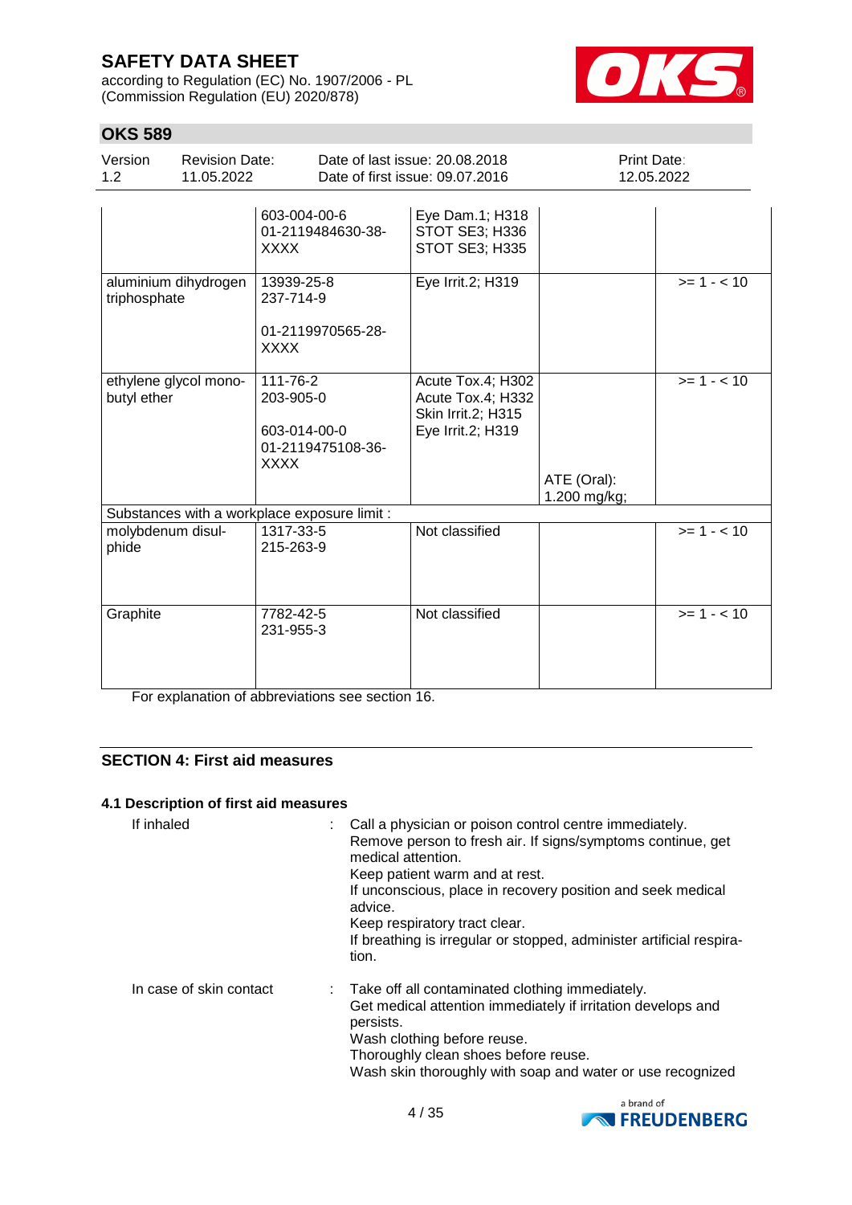## OKS 589

| Version | Revision Date: | Date of last issue: 20.08.2018 | Print Date: |
|---|---|---|---|
| 1.2 | 11.05.2022 | Date of first issue: 09.07.2016 | 12.05.2022 |

| | | | | |
|---|---|---|---|---|
| | 603-004-00-6<br>01-2119484630-38-XXXX | Eye Dam.1; H318<br>STOT SE3; H336<br>STOT SE3; H335 | | |
| aluminium dihydrogen triphosphate | 13939-25-8<br>237-714-9<br><br>01-2119970565-28-XXXX | Eye Irrit.2; H319 | | >= 1 - < 10 |
| ethylene glycol mono-butyl ether | 111-76-2<br>203-905-0<br><br>603-014-00-0<br>01-2119475108-36-XXXX | Acute Tox.4; H302<br>Acute Tox.4; H332<br>Skin Irrit.2; H315<br>Eye Irrit.2; H319 | ATE (Oral):<br>1.200 mg/kg; | >= 1 - < 10 |
| Substances with a workplace exposure limit : | | | | |
| molybdenum disul-phide | 1317-33-5<br>215-263-9 | Not classified | | >= 1 - < 10 |
| Graphite | 7782-42-5<br>231-955-3 | Not classified | | >= 1 - < 10 |

For explanation of abbreviations see section 16.

## SECTION 4: First aid measures

### 4.1 Description of first aid measures

If inhaled : Call a physician or poison control centre immediately.
Remove person to fresh air. If signs/symptoms continue, get medical attention.
Keep patient warm and at rest.
If unconscious, place in recovery position and seek medical advice.
Keep respiratory tract clear.
If breathing is irregular or stopped, administer artificial respiration.

In case of skin contact : Take off all contaminated clothing immediately.
Get medical attention immediately if irritation develops and persists.
Wash clothing before reuse.
Thoroughly clean shoes before reuse.
Wash skin thoroughly with soap and water or use recognized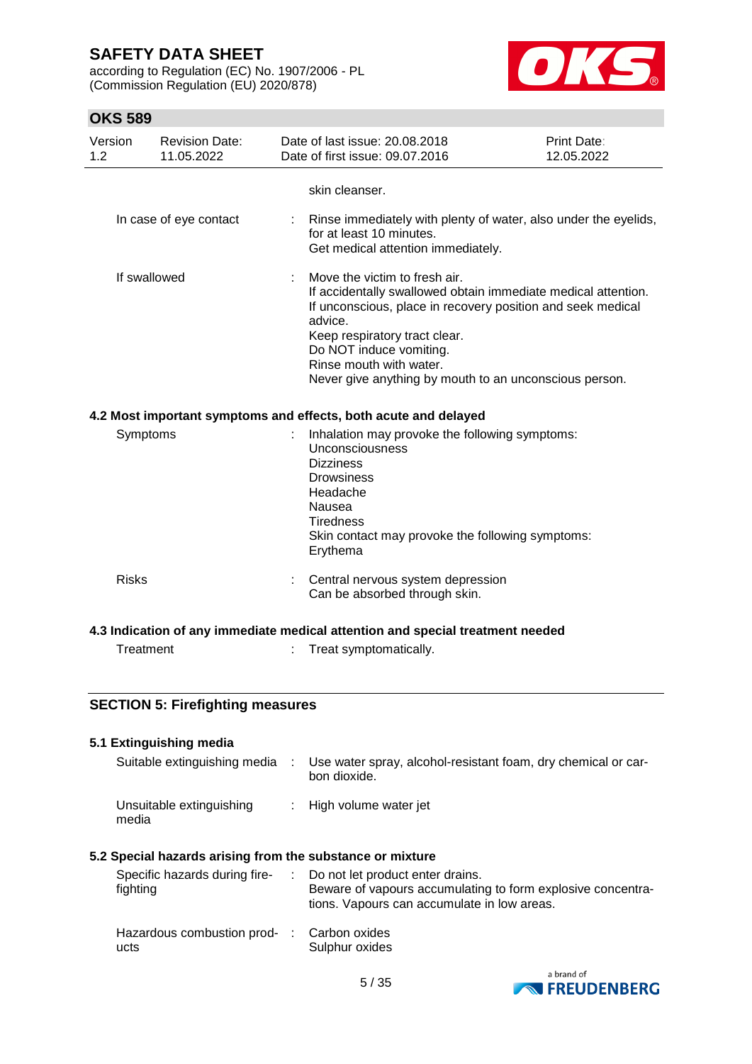skin cleanser.

| | | |
|---|---|---|
| In case of eye contact | : | Rinse immediately with plenty of water, also under the eyelids, for at least 10 minutes.<br>Get medical attention immediately. |
| If swallowed | : | Move the victim to fresh air.<br>If accidentally swallowed obtain immediate medical attention.<br>If unconscious, place in recovery position and seek medical advice.<br>Keep respiratory tract clear.<br>Do NOT induce vomiting.<br>Rinse mouth with water.<br>Never give anything by mouth to an unconscious person. |

### 4.2 Most important symptoms and effects, both acute and delayed

| | | |
|---|---|---|
| Symptoms | : | Inhalation may provoke the following symptoms:<br>Unconsciousness<br>Dizziness<br>Drowsiness<br>Headache<br>Nausea<br>Tiredness<br>Skin contact may provoke the following symptoms:<br>Erythema |
| Risks | : | Central nervous system depression<br>Can be absorbed through skin. |

### 4.3 Indication of any immediate medical attention and special treatment needed

| | | |
|---|---|---|
| Treatment | : | Treat symptomatically. |

## SECTION 5: Firefighting measures

### 5.1 Extinguishing media

| | | |
|---|---|---|
| Suitable extinguishing media | : | Use water spray, alcohol-resistant foam, dry chemical or carbon dioxide. |
| Unsuitable extinguishing media | : | High volume water jet |

### 5.2 Special hazards arising from the substance or mixture

| | | |
|---|---|---|
| Specific hazards during firefighting | : | Do not let product enter drains.<br>Beware of vapours accumulating to form explosive concentrations. Vapours can accumulate in low areas. |
| Hazardous combustion products | : | Carbon oxides<br>Sulphur oxides |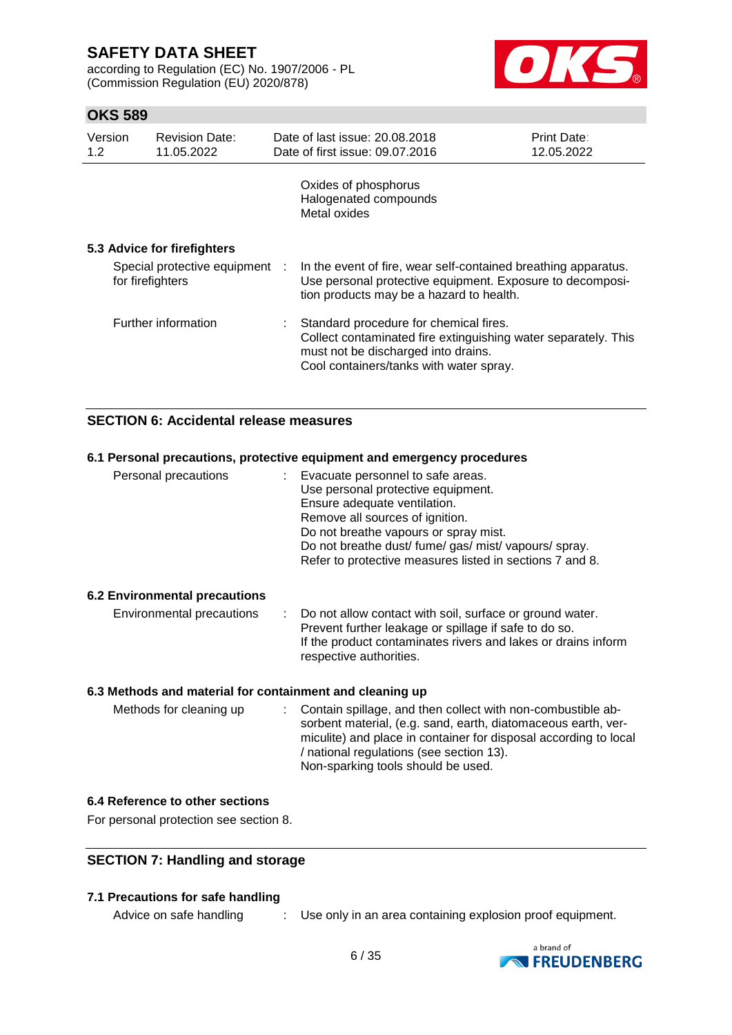Oxides of phosphorus
Halogenated compounds
Metal oxides

**5.3 Advice for firefighters**

| | | |
|---|---|---|
| Special protective equipment for firefighters | : | In the event of fire, wear self-contained breathing apparatus. Use personal protective equipment. Exposure to decomposition products may be a hazard to health. |
| Further information | : | Standard procedure for chemical fires. Collect contaminated fire extinguishing water separately. This must not be discharged into drains. Cool containers/tanks with water spray. |

## SECTION 6: Accidental release measures

**6.1 Personal precautions, protective equipment and emergency procedures**

| | | |
|---|---|---|
| Personal precautions | : | Evacuate personnel to safe areas. Use personal protective equipment. Ensure adequate ventilation. Remove all sources of ignition. Do not breathe vapours or spray mist. Do not breathe dust/ fume/ gas/ mist/ vapours/ spray. Refer to protective measures listed in sections 7 and 8. |

**6.2 Environmental precautions**

| | | |
|---|---|---|
| Environmental precautions | : | Do not allow contact with soil, surface or ground water. Prevent further leakage or spillage if safe to do so. If the product contaminates rivers and lakes or drains inform respective authorities. |

**6.3 Methods and material for containment and cleaning up**

| | | |
|---|---|---|
| Methods for cleaning up | : | Contain spillage, and then collect with non-combustible absorbent material, (e.g. sand, earth, diatomaceous earth, vermiculite) and place in container for disposal according to local / national regulations (see section 13). Non-sparking tools should be used. |

**6.4 Reference to other sections**

For personal protection see section 8.

## SECTION 7: Handling and storage

**7.1 Precautions for safe handling**

| | | |
|---|---|---|
| Advice on safe handling | : | Use only in an area containing explosion proof equipment. |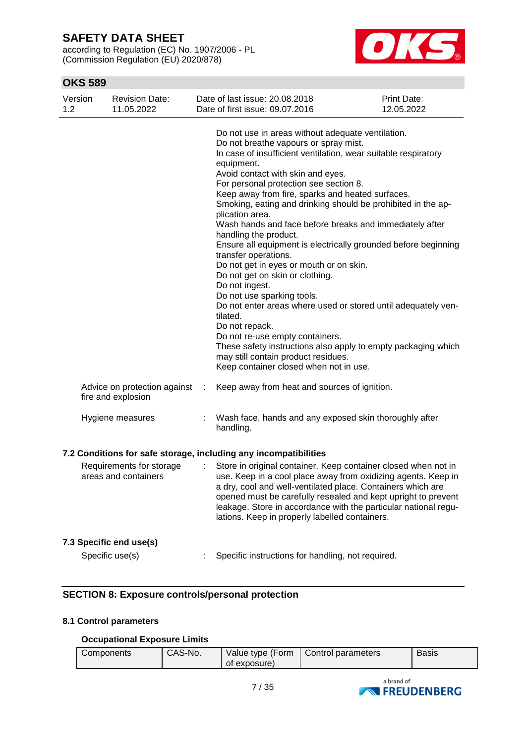Do not use in areas without adequate ventilation.
Do not breathe vapours or spray mist.
In case of insufficient ventilation, wear suitable respiratory equipment.
Avoid contact with skin and eyes.
For personal protection see section 8.
Keep away from fire, sparks and heated surfaces.
Smoking, eating and drinking should be prohibited in the application area.
Wash hands and face before breaks and immediately after handling the product.
Ensure all equipment is electrically grounded before beginning transfer operations.
Do not get in eyes or mouth or on skin.
Do not get on skin or clothing.
Do not ingest.
Do not use sparking tools.
Do not enter areas where used or stored until adequately ventilated.
Do not repack.
Do not re-use empty containers.
These safety instructions also apply to empty packaging which may still contain product residues.
Keep container closed when not in use.

Advice on protection against fire and explosion : Keep away from heat and sources of ignition.

Hygiene measures : Wash face, hands and any exposed skin thoroughly after handling.

### 7.2 Conditions for safe storage, including any incompatibilities

Requirements for storage areas and containers : Store in original container. Keep container closed when not in use. Keep in a cool place away from oxidizing agents. Keep in a dry, cool and well-ventilated place. Containers which are opened must be carefully resealed and kept upright to prevent leakage. Store in accordance with the particular national regulations. Keep in properly labelled containers.

### 7.3 Specific end use(s)

Specific use(s) : Specific instructions for handling, not required.

## SECTION 8: Exposure controls/personal protection

### 8.1 Control parameters

**Occupational Exposure Limits**

| Components | CAS-No. | Value type (Form of exposure) | Control parameters | Basis |
|---|---|---|---|---|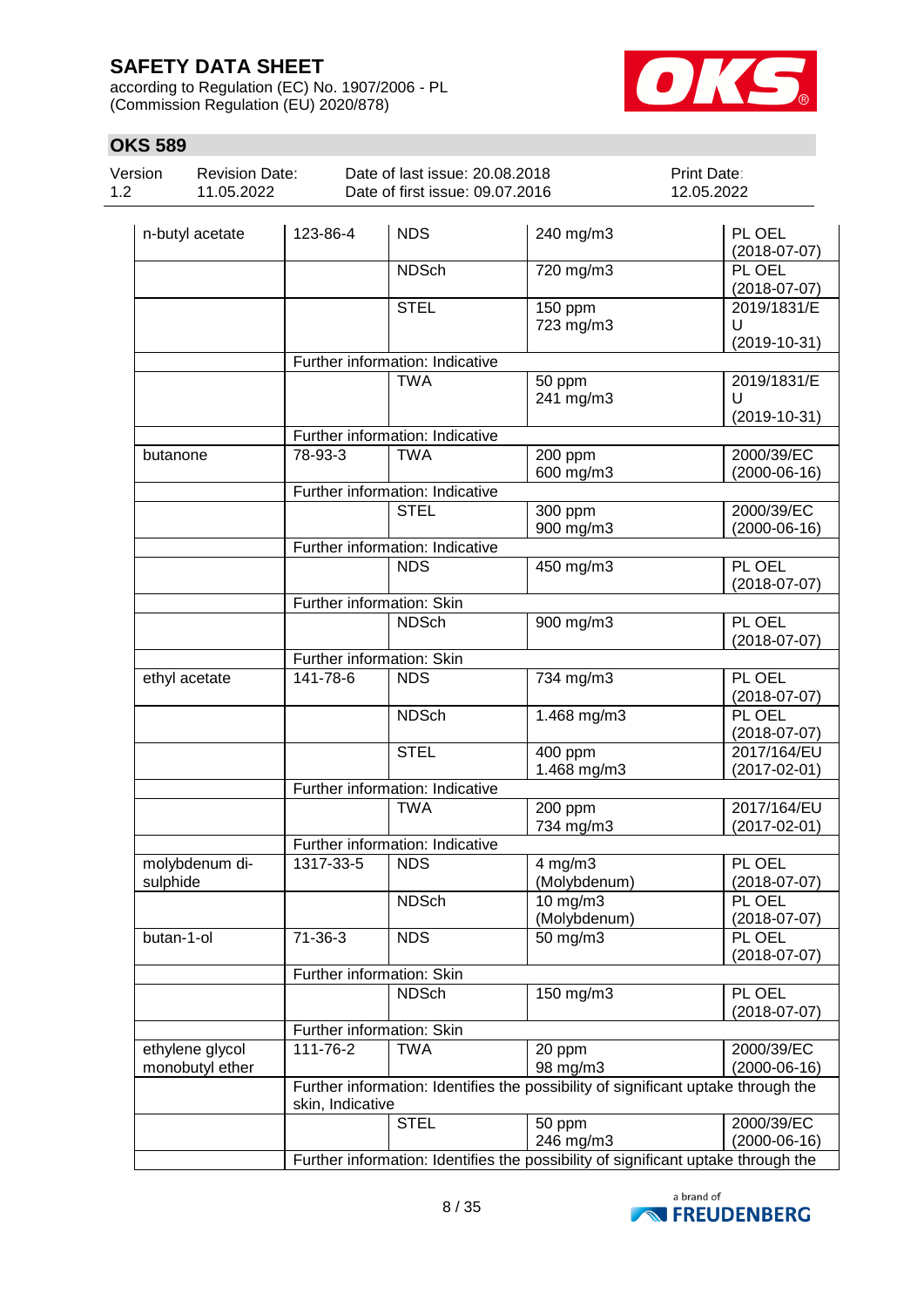| | | | | |
|---|---|---|---|---|
| n-butyl acetate | 123-86-4 | NDS | 240 mg/m3 | PL OEL (2018-07-07) |
| | | NDSch | 720 mg/m3 | PL OEL (2018-07-07) |
| | | STEL | 150 ppm 723 mg/m3 | 2019/1831/EU (2019-10-31) |
| | Further information: Indicative | | | |
| | | TWA | 50 ppm 241 mg/m3 | 2019/1831/EU (2019-10-31) |
| | Further information: Indicative | | | |
| butanone | 78-93-3 | TWA | 200 ppm 600 mg/m3 | 2000/39/EC (2000-06-16) |
| | Further information: Indicative | | | |
| | | STEL | 300 ppm 900 mg/m3 | 2000/39/EC (2000-06-16) |
| | Further information: Indicative | | | |
| | | NDS | 450 mg/m3 | PL OEL (2018-07-07) |
| | Further information: Skin | | | |
| | | NDSch | 900 mg/m3 | PL OEL (2018-07-07) |
| | Further information: Skin | | | |
| ethyl acetate | 141-78-6 | NDS | 734 mg/m3 | PL OEL (2018-07-07) |
| | | NDSch | 1.468 mg/m3 | PL OEL (2018-07-07) |
| | | STEL | 400 ppm 1.468 mg/m3 | 2017/164/EU (2017-02-01) |
| | Further information: Indicative | | | |
| | | TWA | 200 ppm 734 mg/m3 | 2017/164/EU (2017-02-01) |
| | Further information: Indicative | | | |
| molybdenum di-sulphide | 1317-33-5 | NDS | 4 mg/m3 (Molybdenum) | PL OEL (2018-07-07) |
| | | NDSch | 10 mg/m3 (Molybdenum) | PL OEL (2018-07-07) |
| butan-1-ol | 71-36-3 | NDS | 50 mg/m3 | PL OEL (2018-07-07) |
| | Further information: Skin | | | |
| | | NDSch | 150 mg/m3 | PL OEL (2018-07-07) |
| | Further information: Skin | | | |
| ethylene glycol monobutyl ether | 111-76-2 | TWA | 20 ppm 98 mg/m3 | 2000/39/EC (2000-06-16) |
| | Further information: Identifies the possibility of significant uptake through the skin, Indicative | | | |
| | | STEL | 50 ppm 246 mg/m3 | 2000/39/EC (2000-06-16) |
| | Further information: Identifies the possibility of significant uptake through the | | | |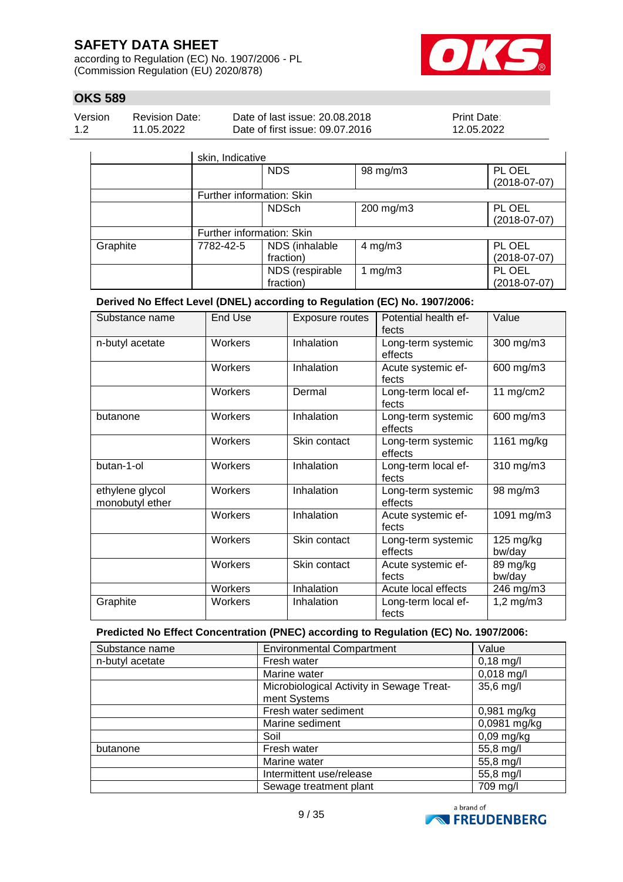| | skin, Indicative | | | |
|---|---|---|---|---|
| | | NDS | 98 mg/m3 | PL OEL (2018-07-07) |
| | Further information: Skin | | | |
| | | NDSch | 200 mg/m3 | PL OEL (2018-07-07) |
| | Further information: Skin | | | |
| Graphite | 7782-42-5 | NDS (inhalable fraction) | 4 mg/m3 | PL OEL (2018-07-07) |
| | | NDS (respirable fraction) | 1 mg/m3 | PL OEL (2018-07-07) |

**Derived No Effect Level (DNEL) according to Regulation (EC) No. 1907/2006:**

| Substance name | End Use | Exposure routes | Potential health effects | Value |
|---|---|---|---|---|
| n-butyl acetate | Workers | Inhalation | Long-term systemic effects | 300 mg/m3 |
| | Workers | Inhalation | Acute systemic effects | 600 mg/m3 |
| | Workers | Dermal | Long-term local effects | 11 mg/cm2 |
| butanone | Workers | Inhalation | Long-term systemic effects | 600 mg/m3 |
| | Workers | Skin contact | Long-term systemic effects | 1161 mg/kg |
| butan-1-ol | Workers | Inhalation | Long-term local effects | 310 mg/m3 |
| ethylene glycol monobutyl ether | Workers | Inhalation | Long-term systemic effects | 98 mg/m3 |
| | Workers | Inhalation | Acute systemic effects | 1091 mg/m3 |
| | Workers | Skin contact | Long-term systemic effects | 125 mg/kg bw/day |
| | Workers | Skin contact | Acute systemic effects | 89 mg/kg bw/day |
| | Workers | Inhalation | Acute local effects | 246 mg/m3 |
| Graphite | Workers | Inhalation | Long-term local effects | 1,2 mg/m3 |

**Predicted No Effect Concentration (PNEC) according to Regulation (EC) No. 1907/2006:**

| Substance name | Environmental Compartment | Value |
|---|---|---|
| n-butyl acetate | Fresh water | 0,18 mg/l |
| | Marine water | 0,018 mg/l |
| | Microbiological Activity in Sewage Treatment Systems | 35,6 mg/l |
| | Fresh water sediment | 0,981 mg/kg |
| | Marine sediment | 0,0981 mg/kg |
| | Soil | 0,09 mg/kg |
| butanone | Fresh water | 55,8 mg/l |
| | Marine water | 55,8 mg/l |
| | Intermittent use/release | 55,8 mg/l |
| | Sewage treatment plant | 709 mg/l |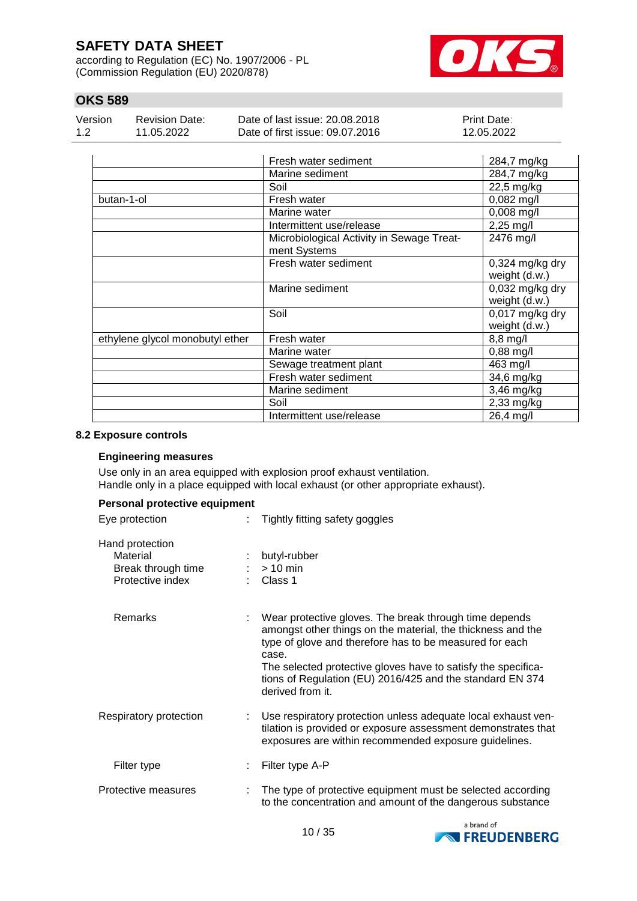| | | |
|---|---|---|
| | Fresh water sediment | 284,7 mg/kg |
| | Marine sediment | 284,7 mg/kg |
| | Soil | 22,5 mg/kg |
| butan-1-ol | Fresh water | 0,082 mg/l |
| | Marine water | 0,008 mg/l |
| | Intermittent use/release | 2,25 mg/l |
| | Microbiological Activity in Sewage Treatment Systems | 2476 mg/l |
| | Fresh water sediment | 0,324 mg/kg dry weight (d.w.) |
| | Marine sediment | 0,032 mg/kg dry weight (d.w.) |
| | Soil | 0,017 mg/kg dry weight (d.w.) |
| ethylene glycol monobutyl ether | Fresh water | 8,8 mg/l |
| | Marine water | 0,88 mg/l |
| | Sewage treatment plant | 463 mg/l |
| | Fresh water sediment | 34,6 mg/kg |
| | Marine sediment | 3,46 mg/kg |
| | Soil | 2,33 mg/kg |
| | Intermittent use/release | 26,4 mg/l |

**8.2 Exposure controls**

**Engineering measures**

Use only in an area equipped with explosion proof exhaust ventilation.
Handle only in a place equipped with local exhaust (or other appropriate exhaust).

**Personal protective equipment**

Eye protection : Tightly fitting safety goggles

Hand protection
- Material : butyl-rubber
- Break through time : > 10 min
- Protective index : Class 1

Remarks : Wear protective gloves. The break through time depends amongst other things on the material, the thickness and the type of glove and therefore has to be measured for each case.
The selected protective gloves have to satisfy the specifications of Regulation (EU) 2016/425 and the standard EN 374 derived from it.

Respiratory protection : Use respiratory protection unless adequate local exhaust ventilation is provided or exposure assessment demonstrates that exposures are within recommended exposure guidelines.

Filter type : Filter type A-P

Protective measures : The type of protective equipment must be selected according to the concentration and amount of the dangerous substance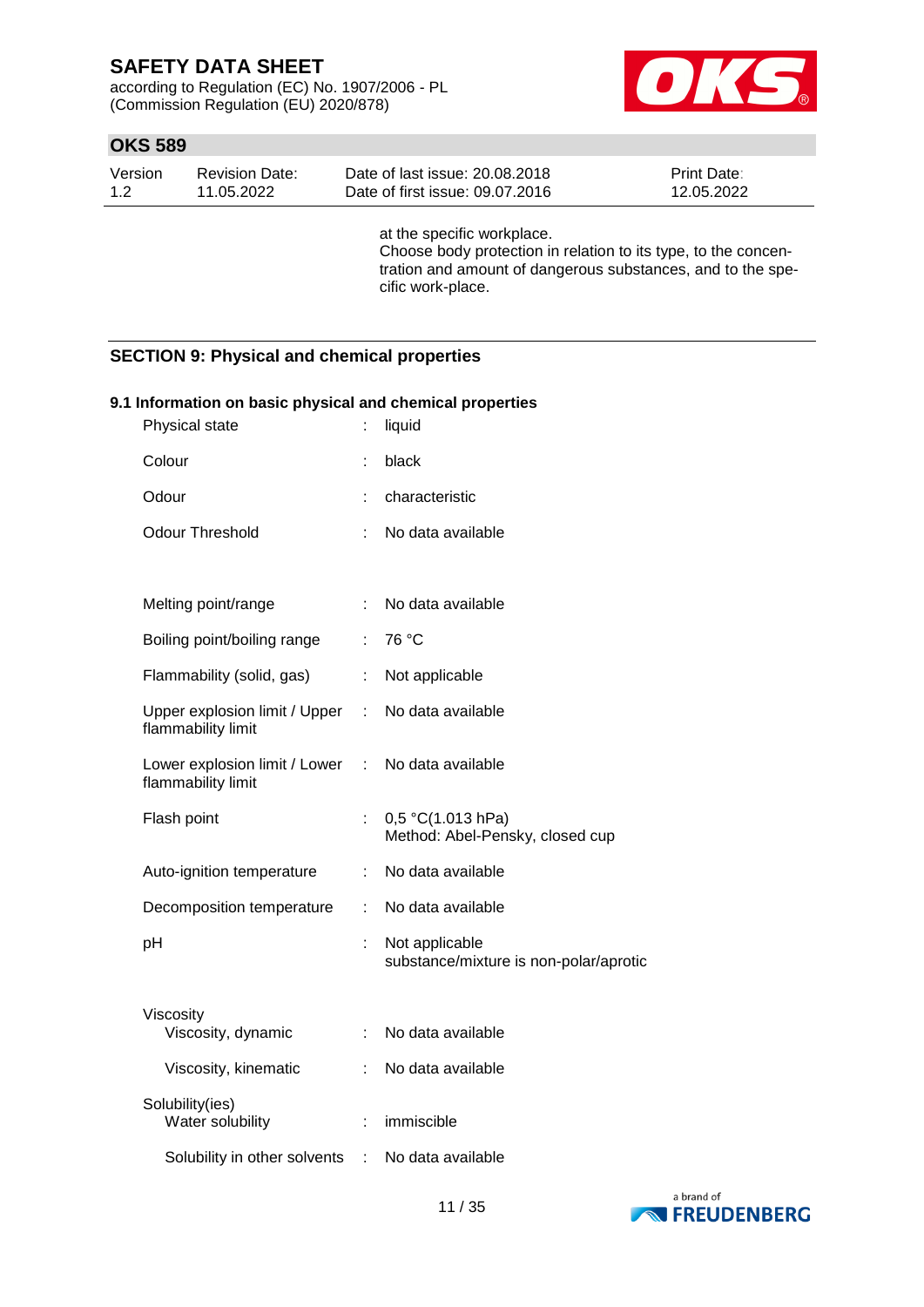at the specific workplace.
Choose body protection in relation to its type, to the concentration and amount of dangerous substances, and to the specific work-place.

## SECTION 9: Physical and chemical properties

### 9.1 Information on basic physical and chemical properties

| Property | | Value |
|---|---|---|
| Physical state | : | liquid |
| Colour | : | black |
| Odour | : | characteristic |
| Odour Threshold | : | No data available |
| Melting point/range | : | No data available |
| Boiling point/boiling range | : | 76 °C |
| Flammability (solid, gas) | : | Not applicable |
| Upper explosion limit / Upper flammability limit | : | No data available |
| Lower explosion limit / Lower flammability limit | : | No data available |
| Flash point | : | 0,5 °C(1.013 hPa)<br>Method: Abel-Pensky, closed cup |
| Auto-ignition temperature | : | No data available |
| Decomposition temperature | : | No data available |
| pH | : | Not applicable<br>substance/mixture is non-polar/aprotic |
| Viscosity | | |
| Viscosity, dynamic | : | No data available |
| Viscosity, kinematic | : | No data available |
| Solubility(ies) | | |
| Water solubility | : | immiscible |
| Solubility in other solvents | : | No data available |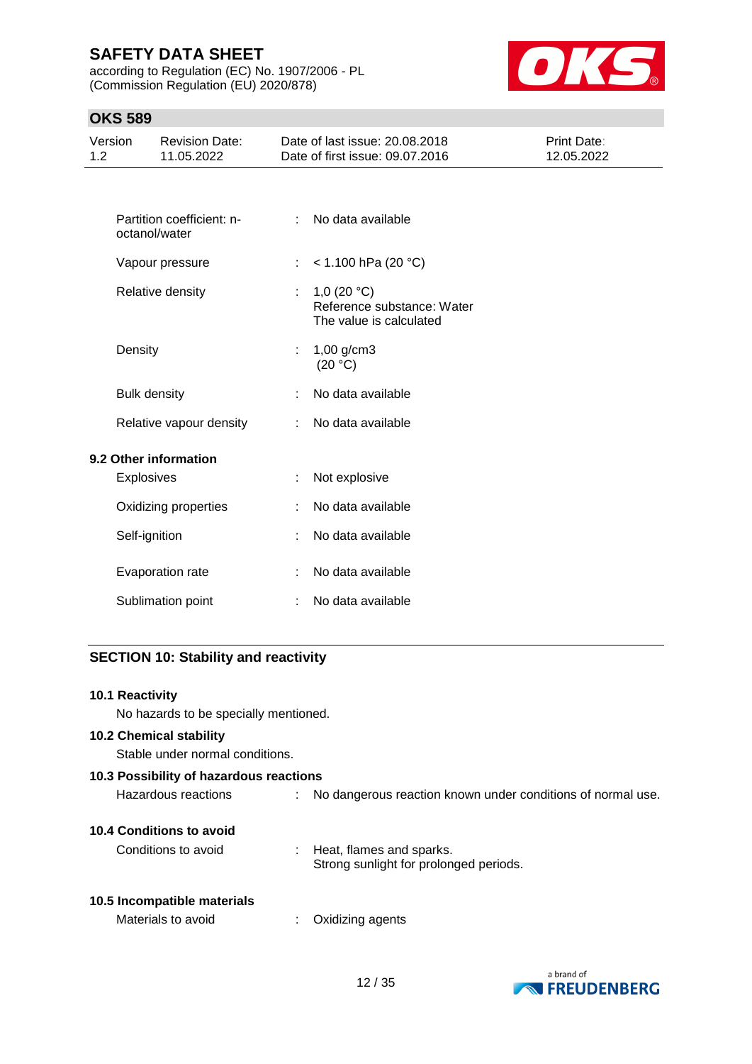| | | |
|---|---|---|
| Partition coefficient: n-octanol/water | : | No data available |
| Vapour pressure | : | < 1.100 hPa (20 °C) |
| Relative density | : | 1,0 (20 °C)<br>Reference substance: Water<br>The value is calculated |
| Density | : | 1,00 g/cm3<br>(20 °C) |
| Bulk density | : | No data available |
| Relative vapour density | : | No data available |

**9.2 Other information**

| | | |
|---|---|---|
| Explosives | : | Not explosive |
| Oxidizing properties | : | No data available |
| Self-ignition | : | No data available |
| Evaporation rate | : | No data available |
| Sublimation point | : | No data available |

## SECTION 10: Stability and reactivity

### 10.1 Reactivity

No hazards to be specially mentioned.

### 10.2 Chemical stability

Stable under normal conditions.

### 10.3 Possibility of hazardous reactions

| | | |
|---|---|---|
| Hazardous reactions | : | No dangerous reaction known under conditions of normal use. |

### 10.4 Conditions to avoid

| | | |
|---|---|---|
| Conditions to avoid | : | Heat, flames and sparks.<br>Strong sunlight for prolonged periods. |

### 10.5 Incompatible materials

| | | |
|---|---|---|
| Materials to avoid | : | Oxidizing agents |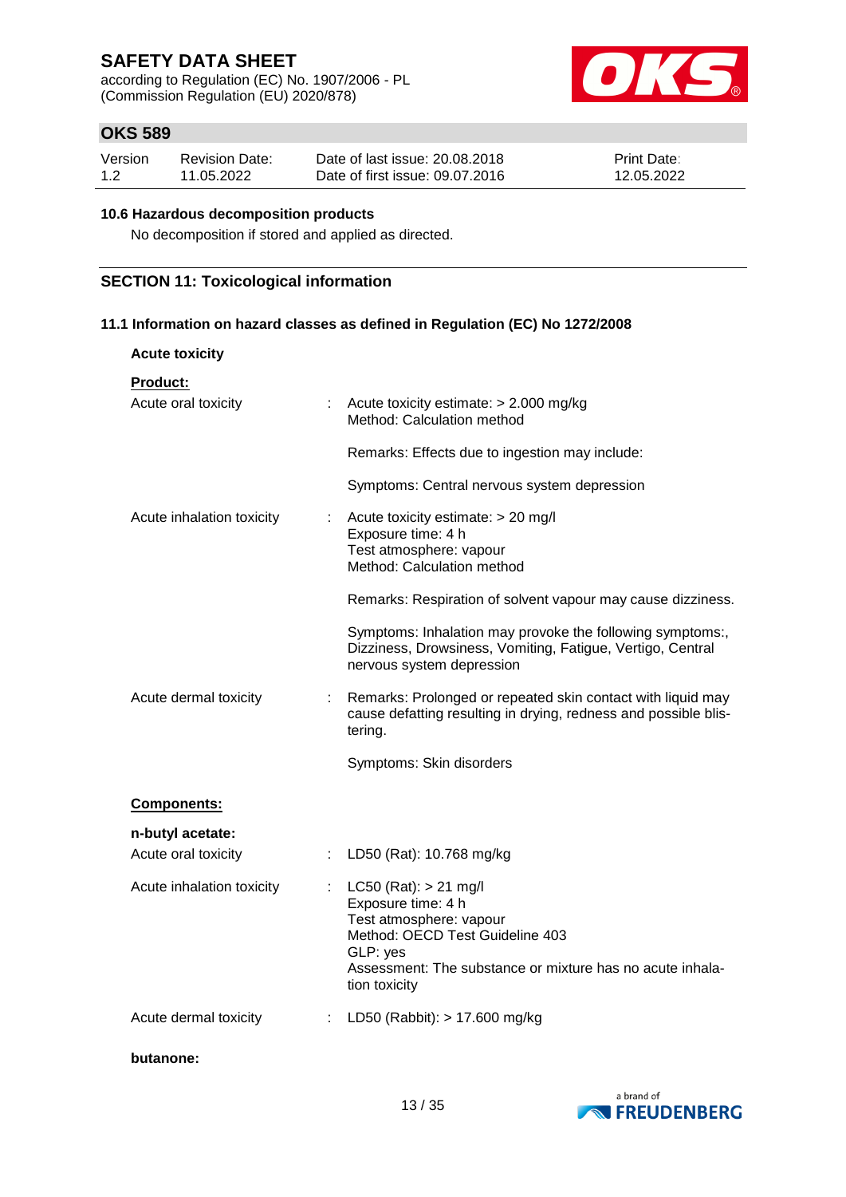### 10.6 Hazardous decomposition products

No decomposition if stored and applied as directed.

## SECTION 11: Toxicological information

### 11.1 Information on hazard classes as defined in Regulation (EC) No 1272/2008

**Acute toxicity**

**Product:**

Acute oral toxicity : Acute toxicity estimate: > 2.000 mg/kg
Method: Calculation method

Remarks: Effects due to ingestion may include:

Symptoms: Central nervous system depression

Acute inhalation toxicity : Acute toxicity estimate: > 20 mg/l
Exposure time: 4 h
Test atmosphere: vapour
Method: Calculation method

Remarks: Respiration of solvent vapour may cause dizziness.

Symptoms: Inhalation may provoke the following symptoms:, Dizziness, Drowsiness, Vomiting, Fatigue, Vertigo, Central nervous system depression

Acute dermal toxicity : Remarks: Prolonged or repeated skin contact with liquid may cause defatting resulting in drying, redness and possible blistering.

Symptoms: Skin disorders

**Components:**

**n-butyl acetate:**

Acute oral toxicity : LD50 (Rat): 10.768 mg/kg

Acute inhalation toxicity : LC50 (Rat): > 21 mg/l
Exposure time: 4 h
Test atmosphere: vapour
Method: OECD Test Guideline 403
GLP: yes
Assessment: The substance or mixture has no acute inhalation toxicity

Acute dermal toxicity : LD50 (Rabbit): > 17.600 mg/kg

**butanone:**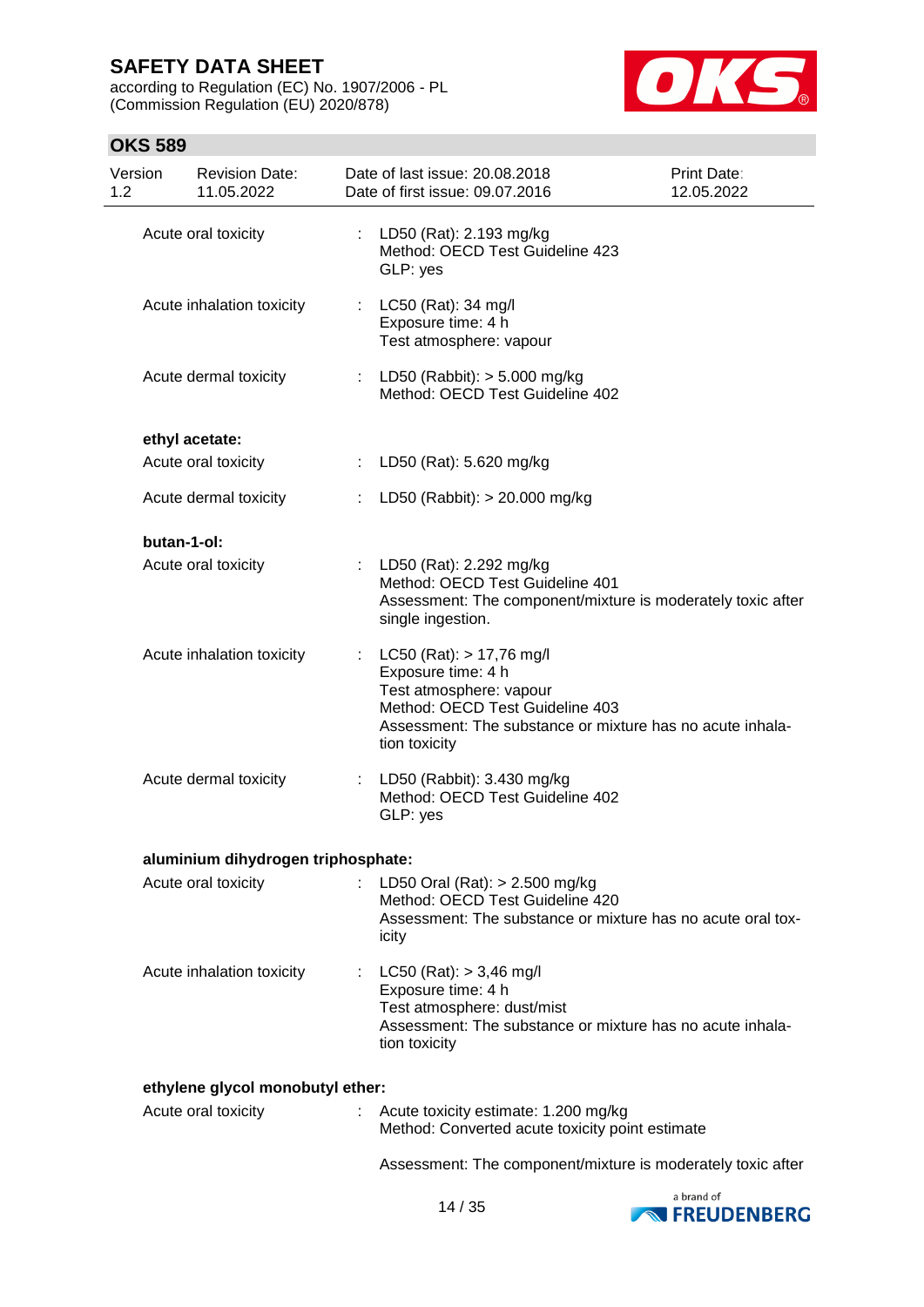Acute oral toxicity : LD50 (Rat): 2.193 mg/kg
Method: OECD Test Guideline 423
GLP: yes

Acute inhalation toxicity : LC50 (Rat): 34 mg/l
Exposure time: 4 h
Test atmosphere: vapour

Acute dermal toxicity : LD50 (Rabbit): > 5.000 mg/kg
Method: OECD Test Guideline 402

**ethyl acetate:**

Acute oral toxicity : LD50 (Rat): 5.620 mg/kg

Acute dermal toxicity : LD50 (Rabbit): > 20.000 mg/kg

**butan-1-ol:**

Acute oral toxicity : LD50 (Rat): 2.292 mg/kg
Method: OECD Test Guideline 401
Assessment: The component/mixture is moderately toxic after single ingestion.

Acute inhalation toxicity : LC50 (Rat): > 17,76 mg/l
Exposure time: 4 h
Test atmosphere: vapour
Method: OECD Test Guideline 403
Assessment: The substance or mixture has no acute inhalation toxicity

Acute dermal toxicity : LD50 (Rabbit): 3.430 mg/kg
Method: OECD Test Guideline 402
GLP: yes

**aluminium dihydrogen triphosphate:**

Acute oral toxicity : LD50 Oral (Rat): > 2.500 mg/kg
Method: OECD Test Guideline 420
Assessment: The substance or mixture has no acute oral toxicity

Acute inhalation toxicity : LC50 (Rat): > 3,46 mg/l
Exposure time: 4 h
Test atmosphere: dust/mist
Assessment: The substance or mixture has no acute inhalation toxicity

**ethylene glycol monobutyl ether:**

Acute oral toxicity : Acute toxicity estimate: 1.200 mg/kg
Method: Converted acute toxicity point estimate

Assessment: The component/mixture is moderately toxic after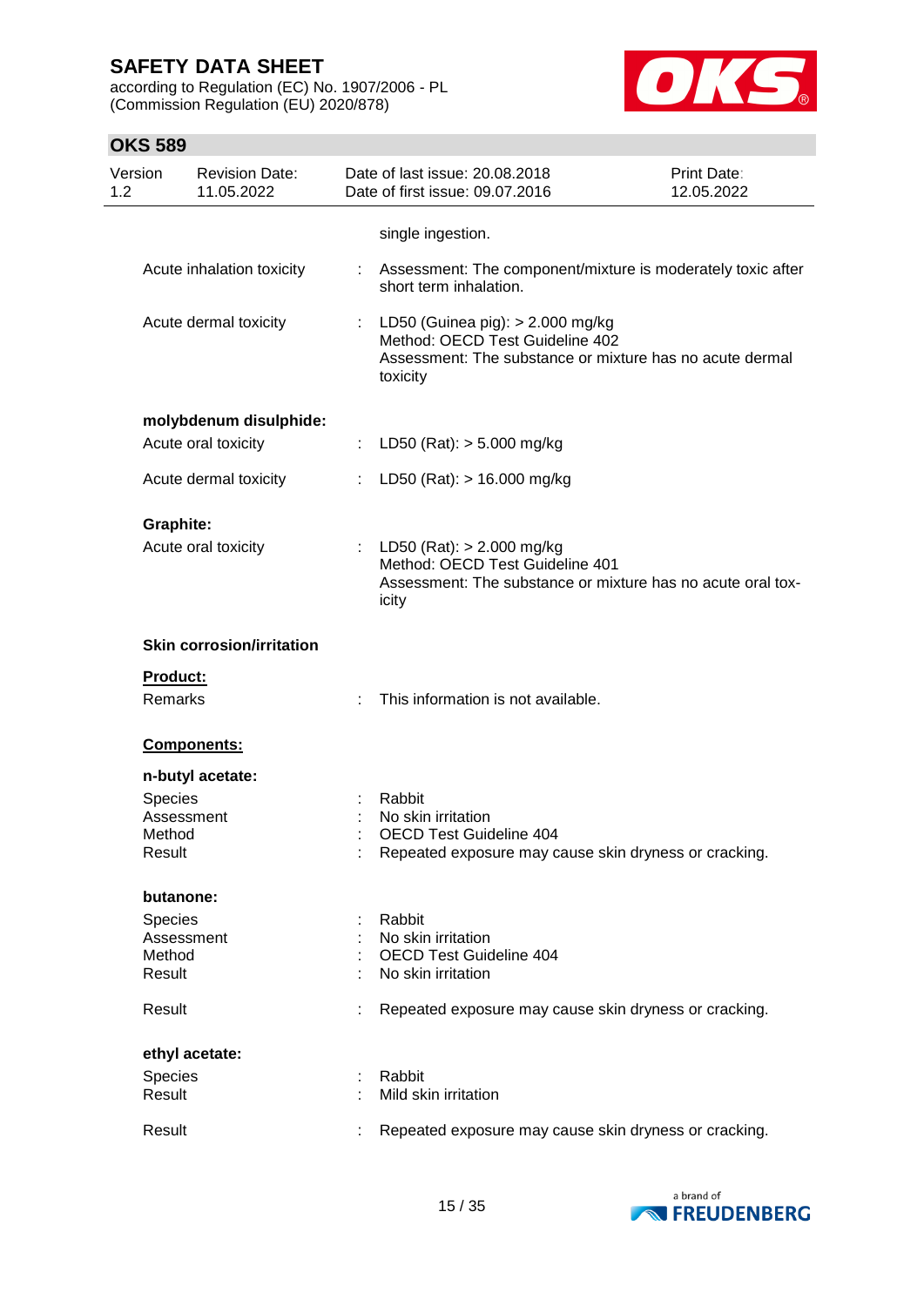single ingestion.

Acute inhalation toxicity : Assessment: The component/mixture is moderately toxic after short term inhalation.

Acute dermal toxicity : LD50 (Guinea pig): > 2.000 mg/kg
Method: OECD Test Guideline 402
Assessment: The substance or mixture has no acute dermal toxicity

**molybdenum disulphide:**

Acute oral toxicity : LD50 (Rat): > 5.000 mg/kg

Acute dermal toxicity : LD50 (Rat): > 16.000 mg/kg

**Graphite:**

Acute oral toxicity : LD50 (Rat): > 2.000 mg/kg
Method: OECD Test Guideline 401
Assessment: The substance or mixture has no acute oral toxicity

**Skin corrosion/irritation**

**Product:**

Remarks : This information is not available.

**Components:**

**n-butyl acetate:**

Species : Rabbit
Assessment : No skin irritation
Method : OECD Test Guideline 404
Result : Repeated exposure may cause skin dryness or cracking.

**butanone:**

Species : Rabbit
Assessment : No skin irritation
Method : OECD Test Guideline 404
Result : No skin irritation

Result : Repeated exposure may cause skin dryness or cracking.

**ethyl acetate:**

Species : Rabbit
Result : Mild skin irritation

Result : Repeated exposure may cause skin dryness or cracking.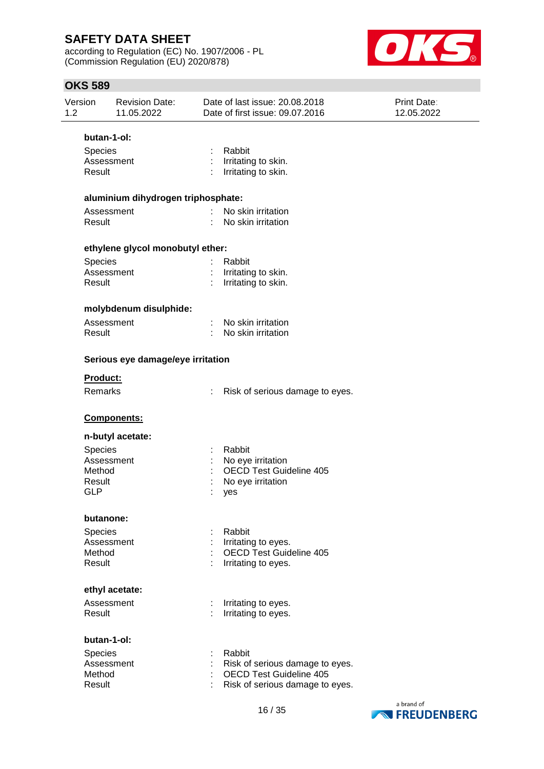**butan-1-ol:**

| | | |
|---|---|---|
| Species | : | Rabbit |
| Assessment | : | Irritating to skin. |
| Result | : | Irritating to skin. |

**aluminium dihydrogen triphosphate:**

| | | |
|---|---|---|
| Assessment | : | No skin irritation |
| Result | : | No skin irritation |

**ethylene glycol monobutyl ether:**

| | | |
|---|---|---|
| Species | : | Rabbit |
| Assessment | : | Irritating to skin. |
| Result | : | Irritating to skin. |

**molybdenum disulphide:**

| | | |
|---|---|---|
| Assessment | : | No skin irritation |
| Result | : | No skin irritation |

**Serious eye damage/eye irritation**

**Product:**

| | | |
|---|---|---|
| Remarks | : | Risk of serious damage to eyes. |

**Components:**

**n-butyl acetate:**

| | | |
|---|---|---|
| Species | : | Rabbit |
| Assessment | : | No eye irritation |
| Method | : | OECD Test Guideline 405 |
| Result | : | No eye irritation |
| GLP | : | yes |

**butanone:**

| | | |
|---|---|---|
| Species | : | Rabbit |
| Assessment | : | Irritating to eyes. |
| Method | : | OECD Test Guideline 405 |
| Result | : | Irritating to eyes. |

**ethyl acetate:**

| | | |
|---|---|---|
| Assessment | : | Irritating to eyes. |
| Result | : | Irritating to eyes. |

**butan-1-ol:**

| | | |
|---|---|---|
| Species | : | Rabbit |
| Assessment | : | Risk of serious damage to eyes. |
| Method | : | OECD Test Guideline 405 |
| Result | : | Risk of serious damage to eyes. |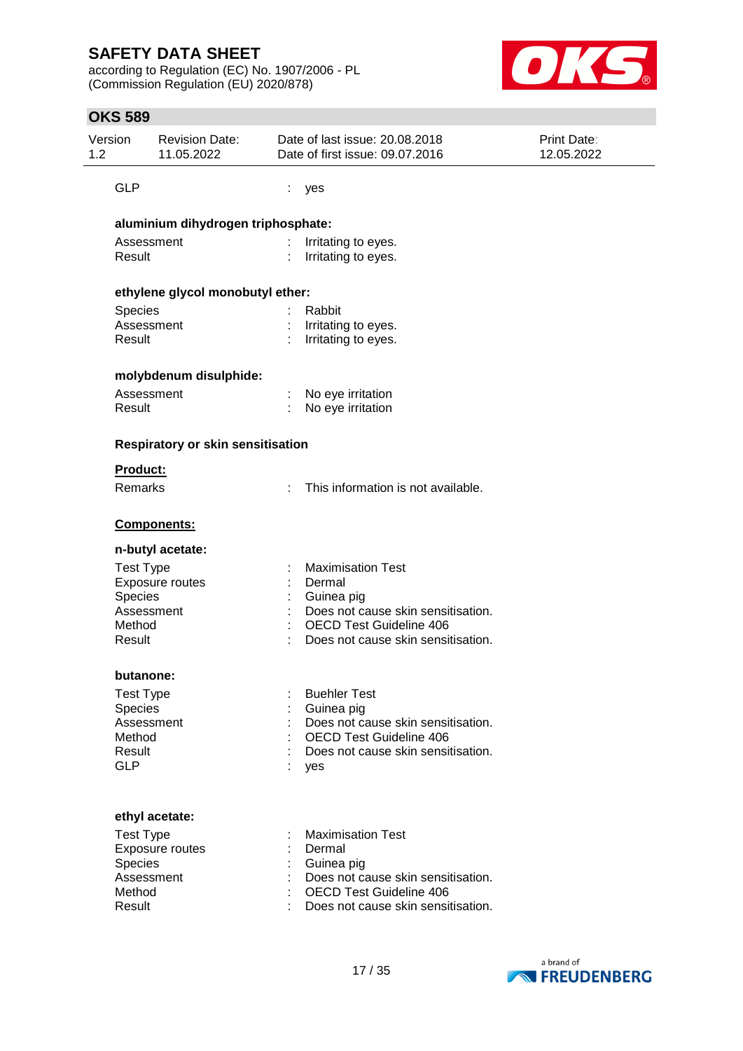GLP : yes

**aluminium dihydrogen triphosphate:**

Assessment : Irritating to eyes.
Result : Irritating to eyes.

**ethylene glycol monobutyl ether:**

Species : Rabbit
Assessment : Irritating to eyes.
Result : Irritating to eyes.

**molybdenum disulphide:**

Assessment : No eye irritation
Result : No eye irritation

**Respiratory or skin sensitisation**

**Product:**

Remarks : This information is not available.

**Components:**

**n-butyl acetate:**

Test Type : Maximisation Test
Exposure routes : Dermal
Species : Guinea pig
Assessment : Does not cause skin sensitisation.
Method : OECD Test Guideline 406
Result : Does not cause skin sensitisation.

**butanone:**

Test Type : Buehler Test
Species : Guinea pig
Assessment : Does not cause skin sensitisation.
Method : OECD Test Guideline 406
Result : Does not cause skin sensitisation.
GLP : yes

**ethyl acetate:**

Test Type : Maximisation Test
Exposure routes : Dermal
Species : Guinea pig
Assessment : Does not cause skin sensitisation.
Method : OECD Test Guideline 406
Result : Does not cause skin sensitisation.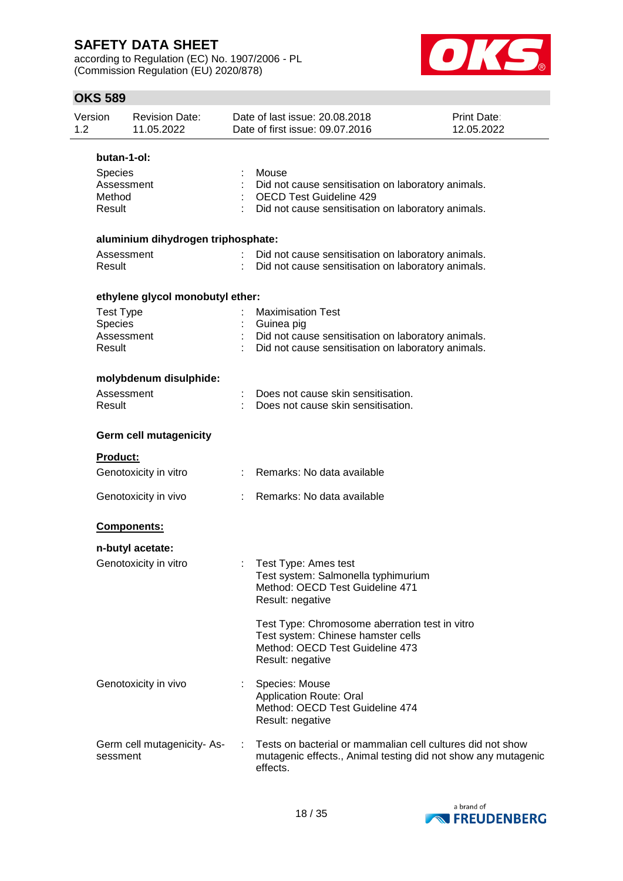**butan-1-ol:**

| | | |
|---|---|---|
| Species | : | Mouse |
| Assessment | : | Did not cause sensitisation on laboratory animals. |
| Method | : | OECD Test Guideline 429 |
| Result | : | Did not cause sensitisation on laboratory animals. |

**aluminium dihydrogen triphosphate:**

| | | |
|---|---|---|
| Assessment | : | Did not cause sensitisation on laboratory animals. |
| Result | : | Did not cause sensitisation on laboratory animals. |

**ethylene glycol monobutyl ether:**

| | | |
|---|---|---|
| Test Type | : | Maximisation Test |
| Species | : | Guinea pig |
| Assessment | : | Did not cause sensitisation on laboratory animals. |
| Result | : | Did not cause sensitisation on laboratory animals. |

**molybdenum disulphide:**

| | | |
|---|---|---|
| Assessment | : | Does not cause skin sensitisation. |
| Result | : | Does not cause skin sensitisation. |

**Germ cell mutagenicity**

**Product:**

| | | |
|---|---|---|
| Genotoxicity in vitro | : | Remarks: No data available |
| Genotoxicity in vivo | : | Remarks: No data available |

**Components:**

**n-butyl acetate:**

| | | |
|---|---|---|
| Genotoxicity in vitro | : | Test Type: Ames test<br>Test system: Salmonella typhimurium<br>Method: OECD Test Guideline 471<br>Result: negative<br><br>Test Type: Chromosome aberration test in vitro<br>Test system: Chinese hamster cells<br>Method: OECD Test Guideline 473<br>Result: negative |
| Genotoxicity in vivo | : | Species: Mouse<br>Application Route: Oral<br>Method: OECD Test Guideline 474<br>Result: negative |
| Germ cell mutagenicity- Assessment | : | Tests on bacterial or mammalian cell cultures did not show mutagenic effects., Animal testing did not show any mutagenic effects. |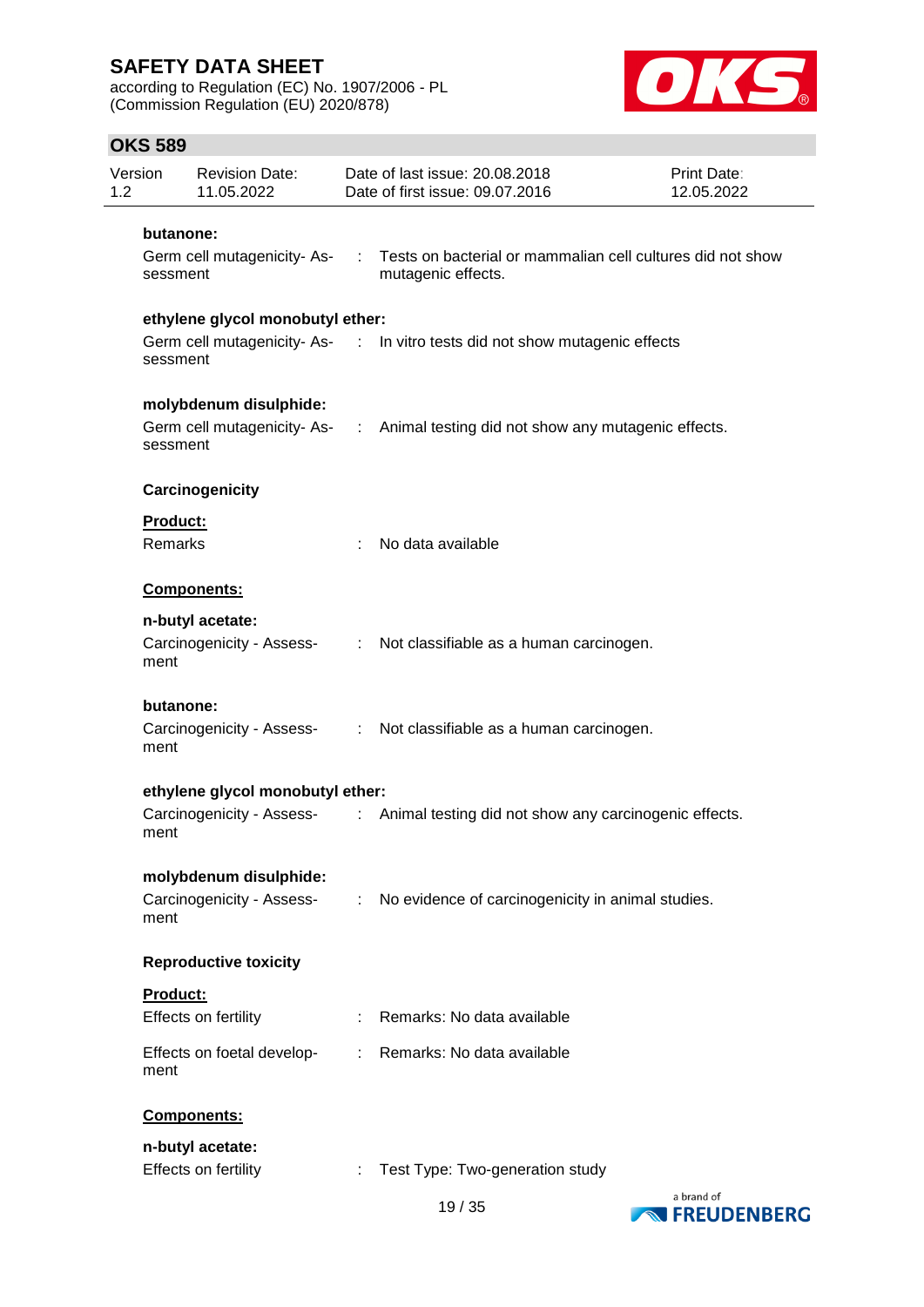**butanone:**

Germ cell mutagenicity- Assessment : Tests on bacterial or mammalian cell cultures did not show mutagenic effects.

**ethylene glycol monobutyl ether:**

Germ cell mutagenicity- Assessment : In vitro tests did not show mutagenic effects

**molybdenum disulphide:**

Germ cell mutagenicity- Assessment : Animal testing did not show any mutagenic effects.

**Carcinogenicity**

**Product:**

Remarks : No data available

**Components:**

**n-butyl acetate:**

Carcinogenicity - Assessment : Not classifiable as a human carcinogen.

**butanone:**

Carcinogenicity - Assessment : Not classifiable as a human carcinogen.

**ethylene glycol monobutyl ether:**

Carcinogenicity - Assessment : Animal testing did not show any carcinogenic effects.

**molybdenum disulphide:**

Carcinogenicity - Assessment : No evidence of carcinogenicity in animal studies.

**Reproductive toxicity**

**Product:**

Effects on fertility : Remarks: No data available

Effects on foetal development : Remarks: No data available

**Components:**

**n-butyl acetate:**

Effects on fertility : Test Type: Two-generation study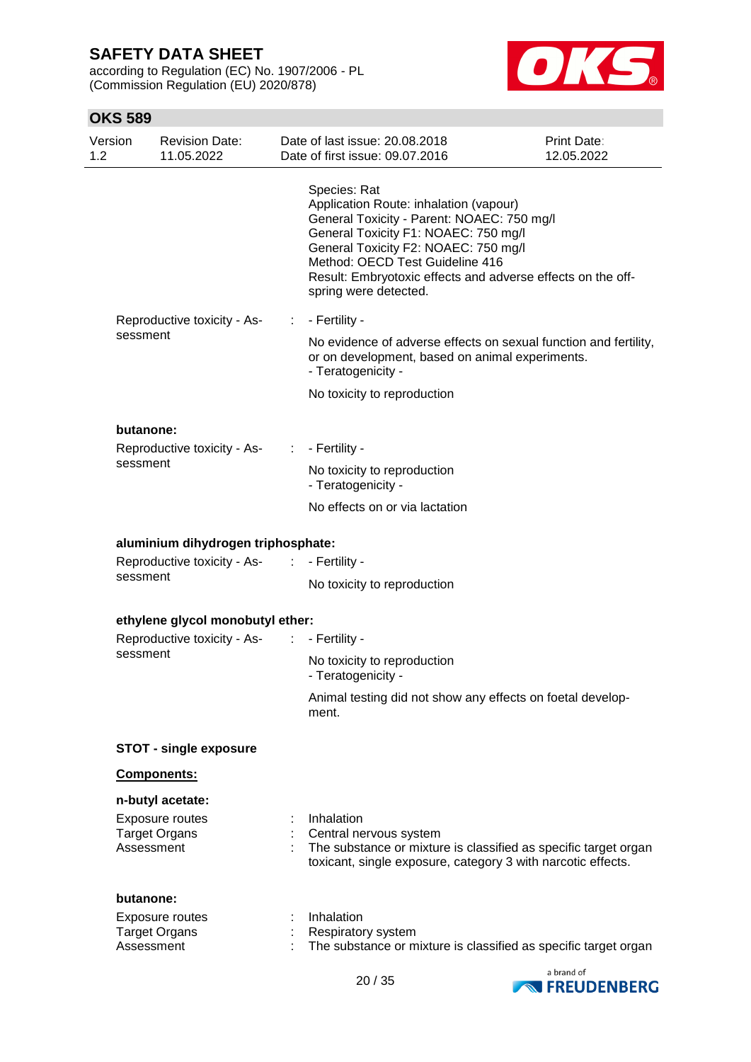Species: Rat
Application Route: inhalation (vapour)
General Toxicity - Parent: NOAEC: 750 mg/l
General Toxicity F1: NOAEC: 750 mg/l
General Toxicity F2: NOAEC: 750 mg/l
Method: OECD Test Guideline 416
Result: Embryotoxic effects and adverse effects on the off-spring were detected.

Reproductive toxicity - Assessment : - Fertility -

No evidence of adverse effects on sexual function and fertility, or on development, based on animal experiments.
- Teratogenicity -

No toxicity to reproduction

**butanone:**

Reproductive toxicity - Assessment : - Fertility -

No toxicity to reproduction
- Teratogenicity -

No effects on or via lactation

**aluminium dihydrogen triphosphate:**

Reproductive toxicity - Assessment : - Fertility -

No toxicity to reproduction

**ethylene glycol monobutyl ether:**

Reproductive toxicity - Assessment : - Fertility -

No toxicity to reproduction
- Teratogenicity -

Animal testing did not show any effects on foetal development.

**STOT - single exposure**

**Components:**

**n-butyl acetate:**

Exposure routes : Inhalation
Target Organs : Central nervous system
Assessment : The substance or mixture is classified as specific target organ toxicant, single exposure, category 3 with narcotic effects.

**butanone:**

Exposure routes : Inhalation
Target Organs : Respiratory system
Assessment : The substance or mixture is classified as specific target organ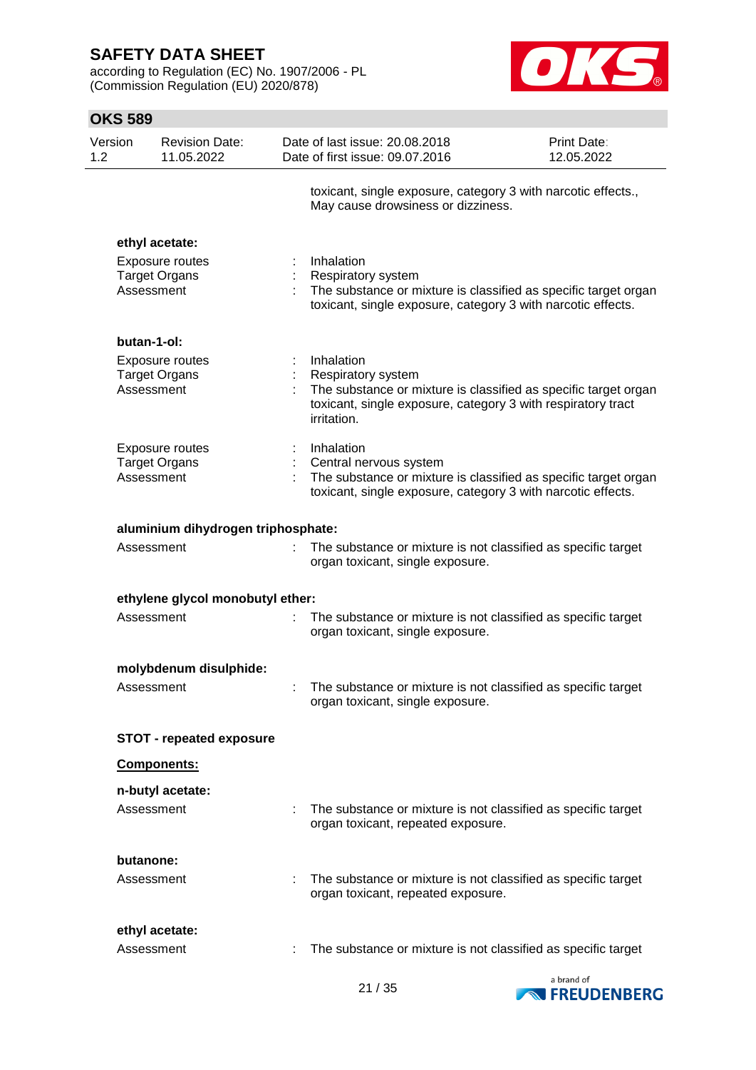toxicant, single exposure, category 3 with narcotic effects., May cause drowsiness or dizziness.

**ethyl acetate:**

Exposure routes : Inhalation
Target Organs : Respiratory system
Assessment : The substance or mixture is classified as specific target organ toxicant, single exposure, category 3 with narcotic effects.

**butan-1-ol:**

Exposure routes : Inhalation
Target Organs : Respiratory system
Assessment : The substance or mixture is classified as specific target organ toxicant, single exposure, category 3 with respiratory tract irritation.

Exposure routes : Inhalation
Target Organs : Central nervous system
Assessment : The substance or mixture is classified as specific target organ toxicant, single exposure, category 3 with narcotic effects.

**aluminium dihydrogen triphosphate:**

Assessment : The substance or mixture is not classified as specific target organ toxicant, single exposure.

**ethylene glycol monobutyl ether:**

Assessment : The substance or mixture is not classified as specific target organ toxicant, single exposure.

**molybdenum disulphide:**

Assessment : The substance or mixture is not classified as specific target organ toxicant, single exposure.

**STOT - repeated exposure**

**Components:**

**n-butyl acetate:**

Assessment : The substance or mixture is not classified as specific target organ toxicant, repeated exposure.

**butanone:**

Assessment : The substance or mixture is not classified as specific target organ toxicant, repeated exposure.

**ethyl acetate:**

Assessment : The substance or mixture is not classified as specific target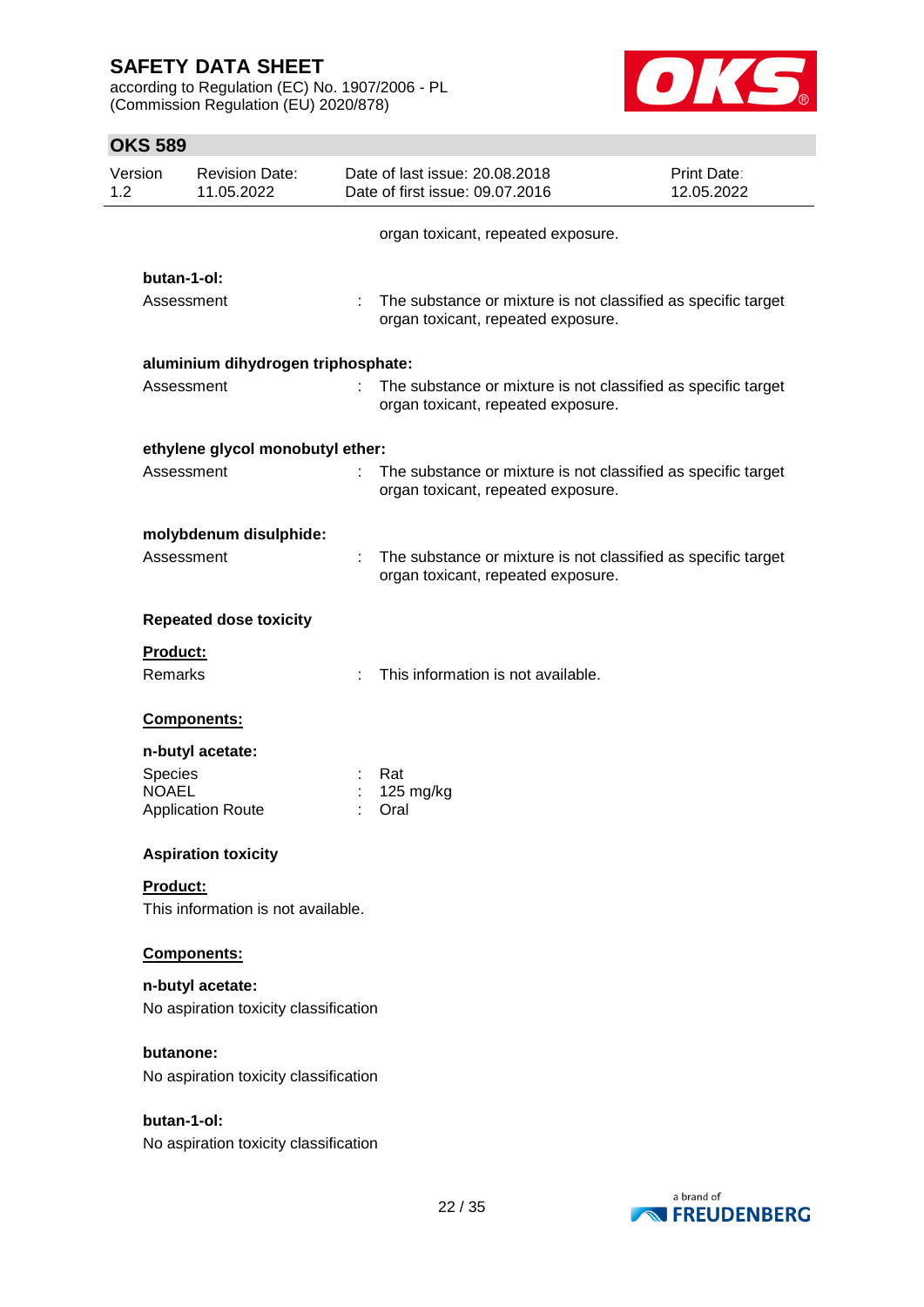organ toxicant, repeated exposure.

**butan-1-ol:**

Assessment : The substance or mixture is not classified as specific target organ toxicant, repeated exposure.

**aluminium dihydrogen triphosphate:**

Assessment : The substance or mixture is not classified as specific target organ toxicant, repeated exposure.

**ethylene glycol monobutyl ether:**

Assessment : The substance or mixture is not classified as specific target organ toxicant, repeated exposure.

**molybdenum disulphide:**

Assessment : The substance or mixture is not classified as specific target organ toxicant, repeated exposure.

**Repeated dose toxicity**

**Product:**

Remarks : This information is not available.

**Components:**

**n-butyl acetate:**

Species : Rat
NOAEL : 125 mg/kg
Application Route : Oral

**Aspiration toxicity**

**Product:**

This information is not available.

**Components:**

**n-butyl acetate:**

No aspiration toxicity classification

**butanone:**

No aspiration toxicity classification

**butan-1-ol:**

No aspiration toxicity classification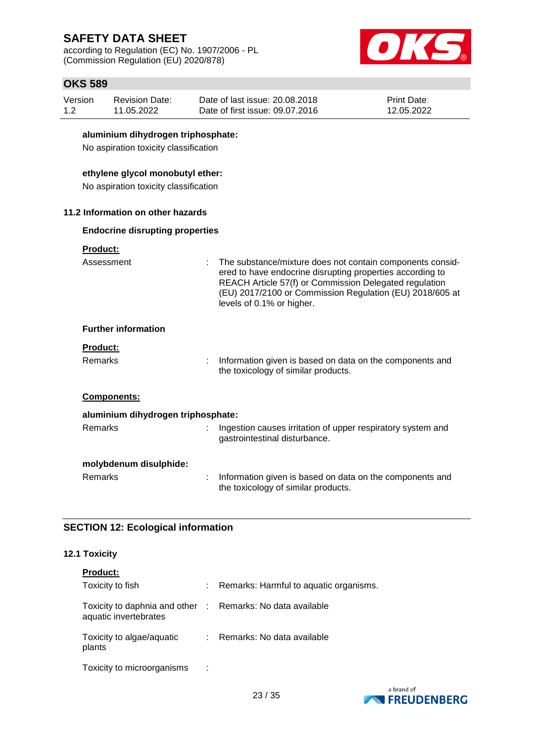**aluminium dihydrogen triphosphate:**

No aspiration toxicity classification

**ethylene glycol monobutyl ether:**

No aspiration toxicity classification

### 11.2 Information on other hazards

**Endocrine disrupting properties**

**Product:**

| | | |
|---|---|---|
| Assessment | : | The substance/mixture does not contain components considered to have endocrine disrupting properties according to REACH Article 57(f) or Commission Delegated regulation (EU) 2017/2100 or Commission Regulation (EU) 2018/605 at levels of 0.1% or higher. |

**Further information**

**Product:**

| | | |
|---|---|---|
| Remarks | : | Information given is based on data on the components and the toxicology of similar products. |

**Components:**

**aluminium dihydrogen triphosphate:**

| | | |
|---|---|---|
| Remarks | : | Ingestion causes irritation of upper respiratory system and gastrointestinal disturbance. |

**molybdenum disulphide:**

| | | |
|---|---|---|
| Remarks | : | Information given is based on data on the components and the toxicology of similar products. |

## SECTION 12: Ecological information

### 12.1 Toxicity

**Product:**

| | | |
|---|---|---|
| Toxicity to fish | : | Remarks: Harmful to aquatic organisms. |
| Toxicity to daphnia and other aquatic invertebrates | : | Remarks: No data available |
| Toxicity to algae/aquatic plants | : | Remarks: No data available |
| Toxicity to microorganisms | : | |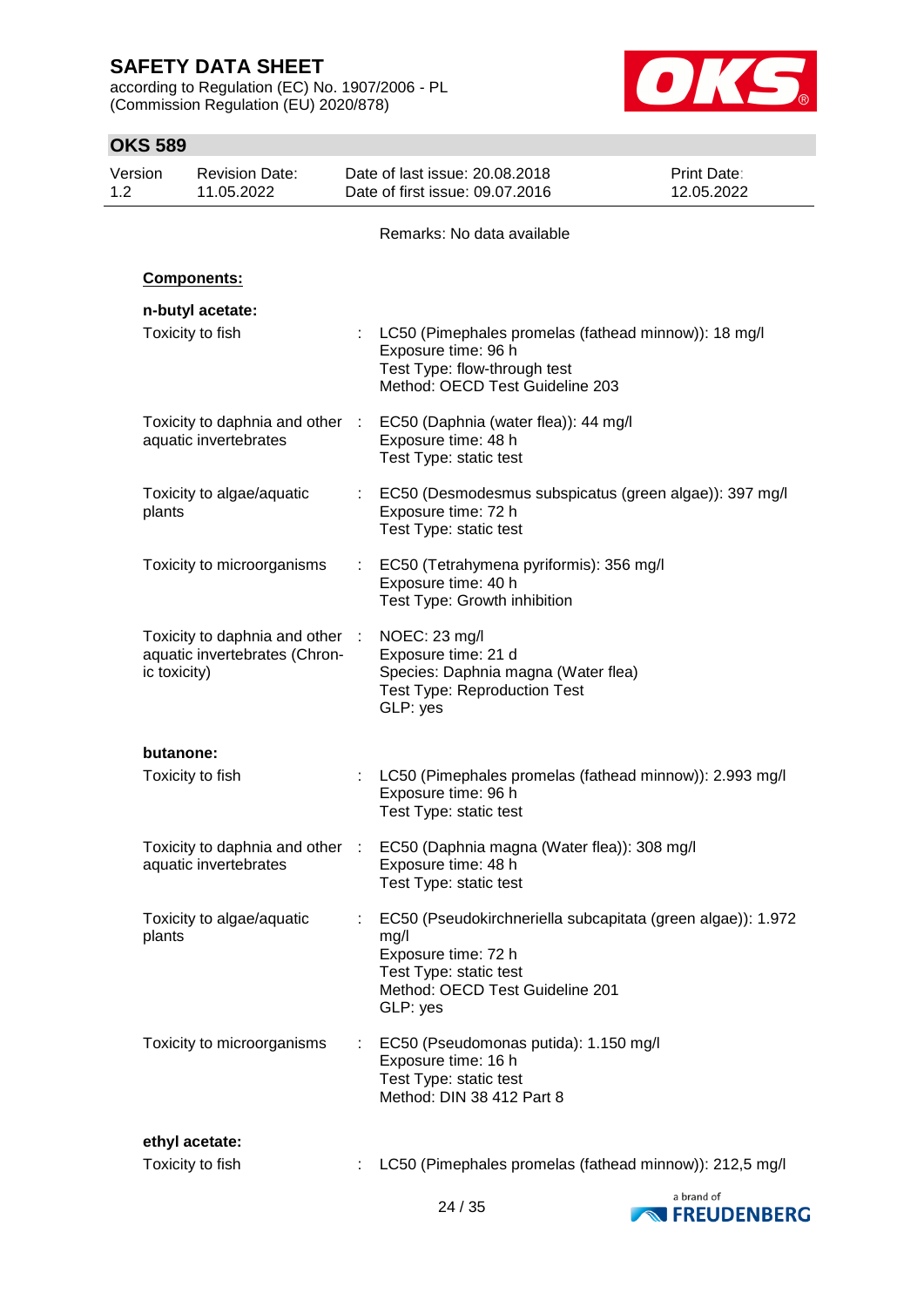Remarks: No data available

**Components:**

**n-butyl acetate:**

| | | |
|---|---|---|
| Toxicity to fish | : | LC50 (Pimephales promelas (fathead minnow)): 18 mg/l<br>Exposure time: 96 h<br>Test Type: flow-through test<br>Method: OECD Test Guideline 203 |
| Toxicity to daphnia and other aquatic invertebrates | : | EC50 (Daphnia (water flea)): 44 mg/l<br>Exposure time: 48 h<br>Test Type: static test |
| Toxicity to algae/aquatic plants | : | EC50 (Desmodesmus subspicatus (green algae)): 397 mg/l<br>Exposure time: 72 h<br>Test Type: static test |
| Toxicity to microorganisms | : | EC50 (Tetrahymena pyriformis): 356 mg/l<br>Exposure time: 40 h<br>Test Type: Growth inhibition |
| Toxicity to daphnia and other aquatic invertebrates (Chronic toxicity) | : | NOEC: 23 mg/l<br>Exposure time: 21 d<br>Species: Daphnia magna (Water flea)<br>Test Type: Reproduction Test<br>GLP: yes |

**butanone:**

| | | |
|---|---|---|
| Toxicity to fish | : | LC50 (Pimephales promelas (fathead minnow)): 2.993 mg/l<br>Exposure time: 96 h<br>Test Type: static test |
| Toxicity to daphnia and other aquatic invertebrates | : | EC50 (Daphnia magna (Water flea)): 308 mg/l<br>Exposure time: 48 h<br>Test Type: static test |
| Toxicity to algae/aquatic plants | : | EC50 (Pseudokirchneriella subcapitata (green algae)): 1.972 mg/l<br>Exposure time: 72 h<br>Test Type: static test<br>Method: OECD Test Guideline 201<br>GLP: yes |
| Toxicity to microorganisms | : | EC50 (Pseudomonas putida): 1.150 mg/l<br>Exposure time: 16 h<br>Test Type: static test<br>Method: DIN 38 412 Part 8 |

**ethyl acetate:**

| | | |
|---|---|---|
| Toxicity to fish | : | LC50 (Pimephales promelas (fathead minnow)): 212,5 mg/l |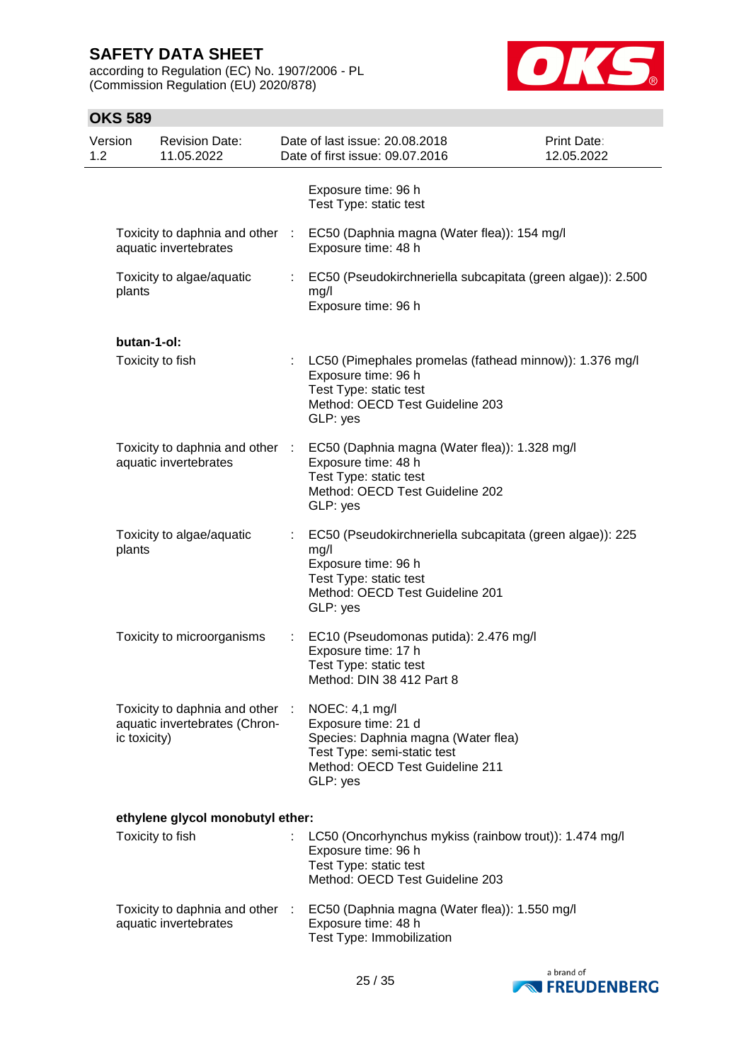Exposure time: 96 h
Test Type: static test

| | | |
|---|---|---|
| Toxicity to daphnia and other aquatic invertebrates | : | EC50 (Daphnia magna (Water flea)): 154 mg/l<br>Exposure time: 48 h |
| Toxicity to algae/aquatic plants | : | EC50 (Pseudokirchneriella subcapitata (green algae)): 2.500 mg/l<br>Exposure time: 96 h |

**butan-1-ol:**

| | | |
|---|---|---|
| Toxicity to fish | : | LC50 (Pimephales promelas (fathead minnow)): 1.376 mg/l<br>Exposure time: 96 h<br>Test Type: static test<br>Method: OECD Test Guideline 203<br>GLP: yes |
| Toxicity to daphnia and other aquatic invertebrates | : | EC50 (Daphnia magna (Water flea)): 1.328 mg/l<br>Exposure time: 48 h<br>Test Type: static test<br>Method: OECD Test Guideline 202<br>GLP: yes |
| Toxicity to algae/aquatic plants | : | EC50 (Pseudokirchneriella subcapitata (green algae)): 225 mg/l<br>Exposure time: 96 h<br>Test Type: static test<br>Method: OECD Test Guideline 201<br>GLP: yes |
| Toxicity to microorganisms | : | EC10 (Pseudomonas putida): 2.476 mg/l<br>Exposure time: 17 h<br>Test Type: static test<br>Method: DIN 38 412 Part 8 |
| Toxicity to daphnia and other aquatic invertebrates (Chronic toxicity) | : | NOEC: 4,1 mg/l<br>Exposure time: 21 d<br>Species: Daphnia magna (Water flea)<br>Test Type: semi-static test<br>Method: OECD Test Guideline 211<br>GLP: yes |

**ethylene glycol monobutyl ether:**

| | | |
|---|---|---|
| Toxicity to fish | : | LC50 (Oncorhynchus mykiss (rainbow trout)): 1.474 mg/l<br>Exposure time: 96 h<br>Test Type: static test<br>Method: OECD Test Guideline 203 |
| Toxicity to daphnia and other aquatic invertebrates | : | EC50 (Daphnia magna (Water flea)): 1.550 mg/l<br>Exposure time: 48 h<br>Test Type: Immobilization |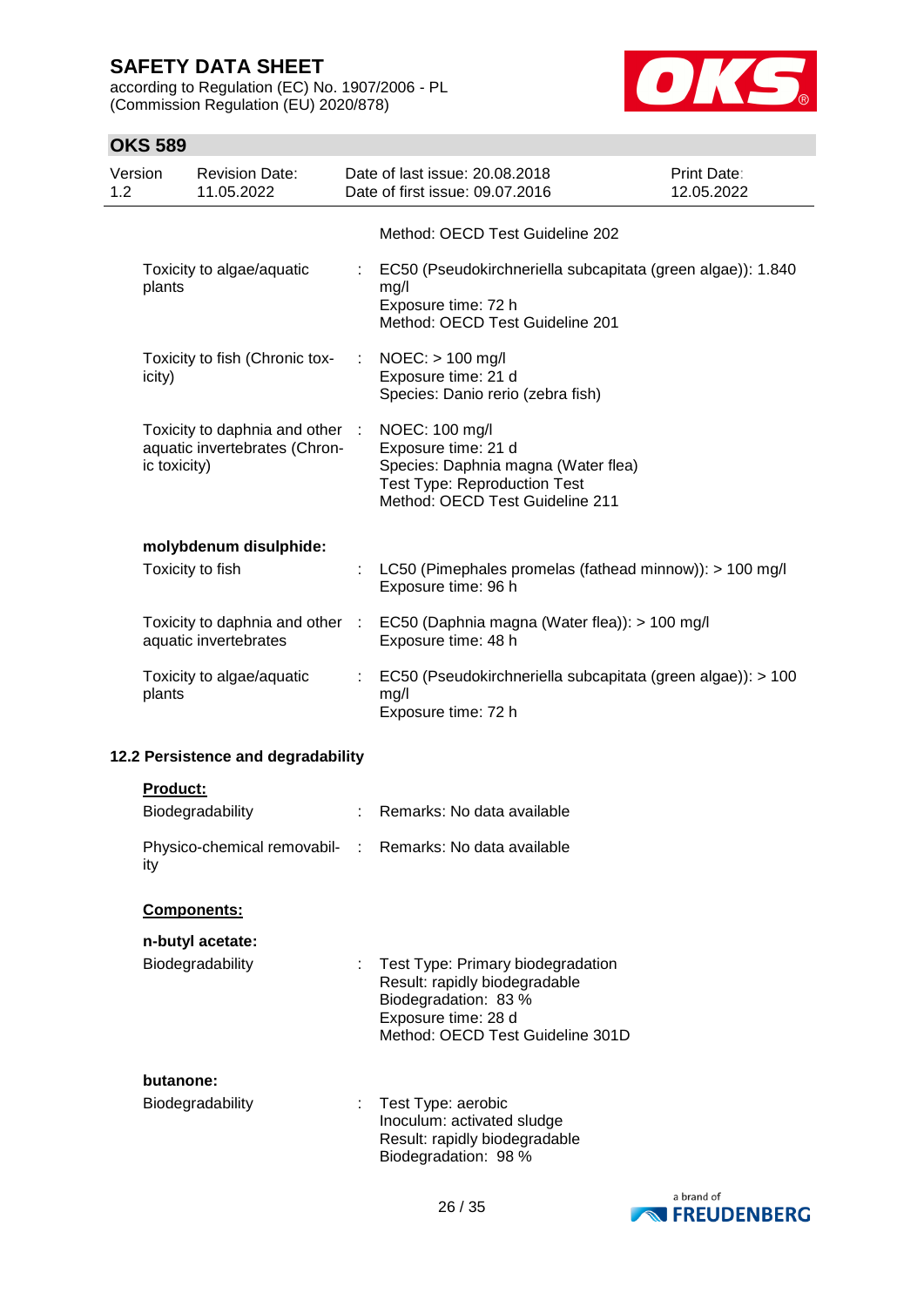Method: OECD Test Guideline 202

| | | |
|---|---|---|
| Toxicity to algae/aquatic plants | : | EC50 (Pseudokirchneriella subcapitata (green algae)): 1.840 mg/l<br>Exposure time: 72 h<br>Method: OECD Test Guideline 201 |
| Toxicity to fish (Chronic toxicity) | : | NOEC: > 100 mg/l<br>Exposure time: 21 d<br>Species: Danio rerio (zebra fish) |
| Toxicity to daphnia and other aquatic invertebrates (Chronic toxicity) | : | NOEC: 100 mg/l<br>Exposure time: 21 d<br>Species: Daphnia magna (Water flea)<br>Test Type: Reproduction Test<br>Method: OECD Test Guideline 211 |

**molybdenum disulphide:**

| | | |
|---|---|---|
| Toxicity to fish | : | LC50 (Pimephales promelas (fathead minnow)): > 100 mg/l<br>Exposure time: 96 h |
| Toxicity to daphnia and other aquatic invertebrates | : | EC50 (Daphnia magna (Water flea)): > 100 mg/l<br>Exposure time: 48 h |
| Toxicity to algae/aquatic plants | : | EC50 (Pseudokirchneriella subcapitata (green algae)): > 100 mg/l<br>Exposure time: 72 h |

### 12.2 Persistence and degradability

**Product:**

| | | |
|---|---|---|
| Biodegradability | : | Remarks: No data available |
| Physico-chemical removability | : | Remarks: No data available |

**Components:**

**n-butyl acetate:**

| | | |
|---|---|---|
| Biodegradability | : | Test Type: Primary biodegradation<br>Result: rapidly biodegradable<br>Biodegradation: 83 %<br>Exposure time: 28 d<br>Method: OECD Test Guideline 301D |

**butanone:**

| | | |
|---|---|---|
| Biodegradability | : | Test Type: aerobic<br>Inoculum: activated sludge<br>Result: rapidly biodegradable<br>Biodegradation: 98 % |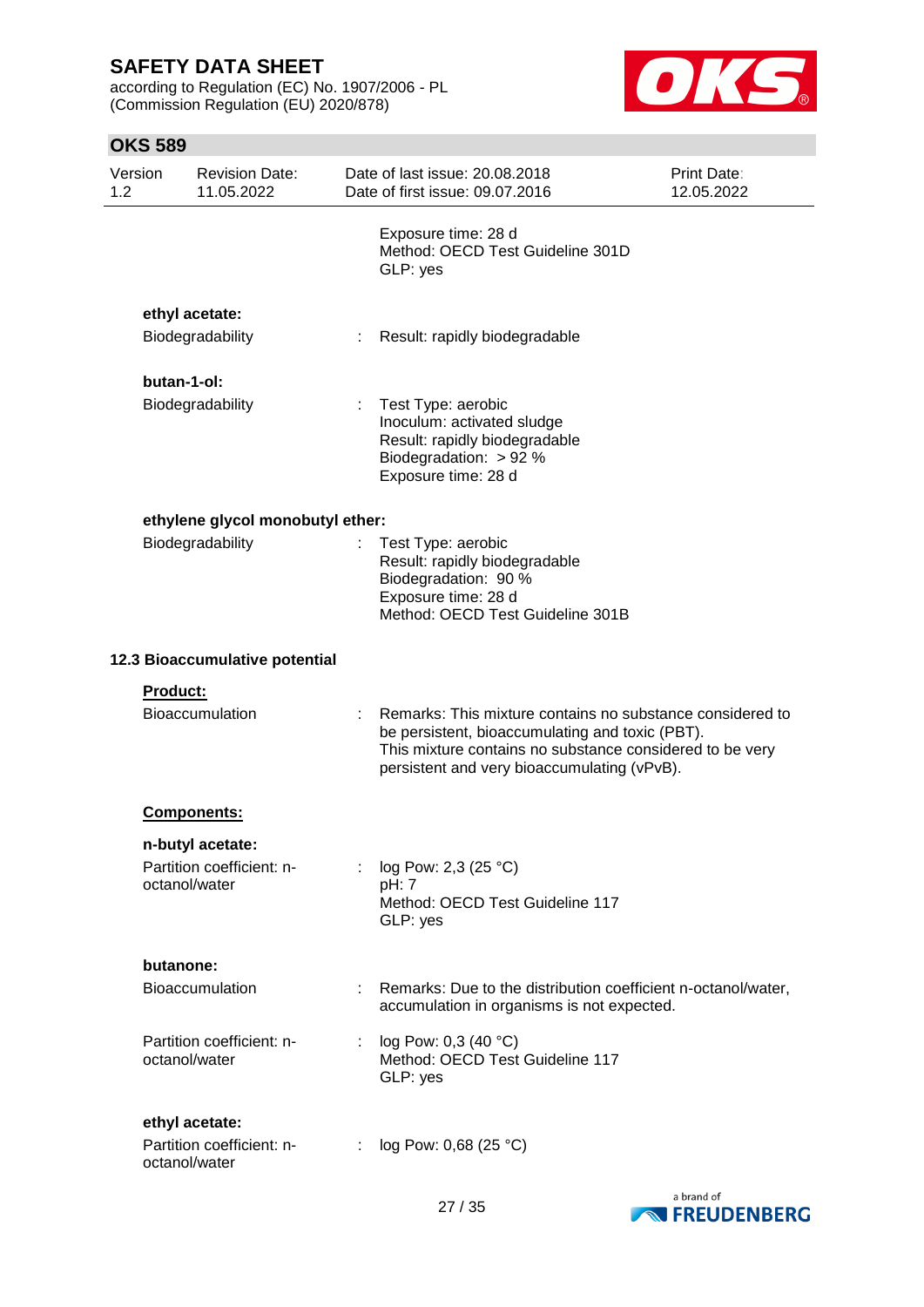Exposure time: 28 d
Method: OECD Test Guideline 301D
GLP: yes

**ethyl acetate:**

Biodegradability : Result: rapidly biodegradable

**butan-1-ol:**

Biodegradability : Test Type: aerobic
Inoculum: activated sludge
Result: rapidly biodegradable
Biodegradation: > 92 %
Exposure time: 28 d

**ethylene glycol monobutyl ether:**

Biodegradability : Test Type: aerobic
Result: rapidly biodegradable
Biodegradation: 90 %
Exposure time: 28 d
Method: OECD Test Guideline 301B

**12.3 Bioaccumulative potential**

**Product:**

Bioaccumulation : Remarks: This mixture contains no substance considered to be persistent, bioaccumulating and toxic (PBT).
This mixture contains no substance considered to be very persistent and very bioaccumulating (vPvB).

**Components:**

**n-butyl acetate:**

Partition coefficient: n-octanol/water : log Pow: 2,3 (25 °C)
pH: 7
Method: OECD Test Guideline 117
GLP: yes

**butanone:**

Bioaccumulation : Remarks: Due to the distribution coefficient n-octanol/water, accumulation in organisms is not expected.

Partition coefficient: n-octanol/water : log Pow: 0,3 (40 °C)
Method: OECD Test Guideline 117
GLP: yes

**ethyl acetate:**

Partition coefficient: n-octanol/water : log Pow: 0,68 (25 °C)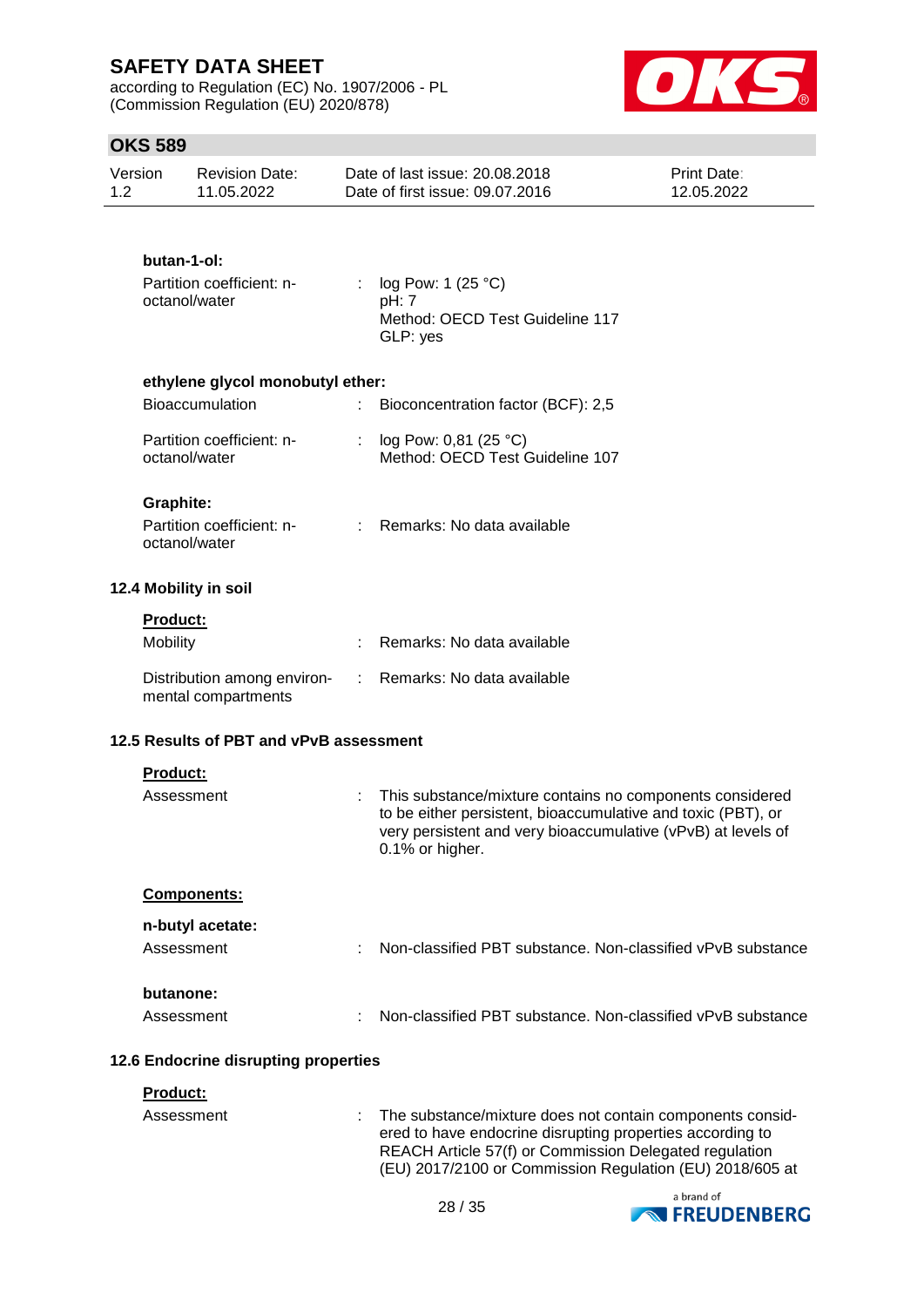**butan-1-ol:**

Partition coefficient: n-octanol/water : log Pow: 1 (25 °C)
pH: 7
Method: OECD Test Guideline 117
GLP: yes

**ethylene glycol monobutyl ether:**

Bioaccumulation : Bioconcentration factor (BCF): 2,5

Partition coefficient: n-octanol/water : log Pow: 0,81 (25 °C)
Method: OECD Test Guideline 107

**Graphite:**

Partition coefficient: n-octanol/water : Remarks: No data available

### 12.4 Mobility in soil

**Product:**

Mobility : Remarks: No data available

Distribution among environmental compartments : Remarks: No data available

### 12.5 Results of PBT and vPvB assessment

**Product:**

Assessment : This substance/mixture contains no components considered to be either persistent, bioaccumulative and toxic (PBT), or very persistent and very bioaccumulative (vPvB) at levels of 0.1% or higher.

**Components:**

**n-butyl acetate:**

Assessment : Non-classified PBT substance. Non-classified vPvB substance

**butanone:**

Assessment : Non-classified PBT substance. Non-classified vPvB substance

### 12.6 Endocrine disrupting properties

**Product:**

Assessment : The substance/mixture does not contain components considered to have endocrine disrupting properties according to REACH Article 57(f) or Commission Delegated regulation (EU) 2017/2100 or Commission Regulation (EU) 2018/605 at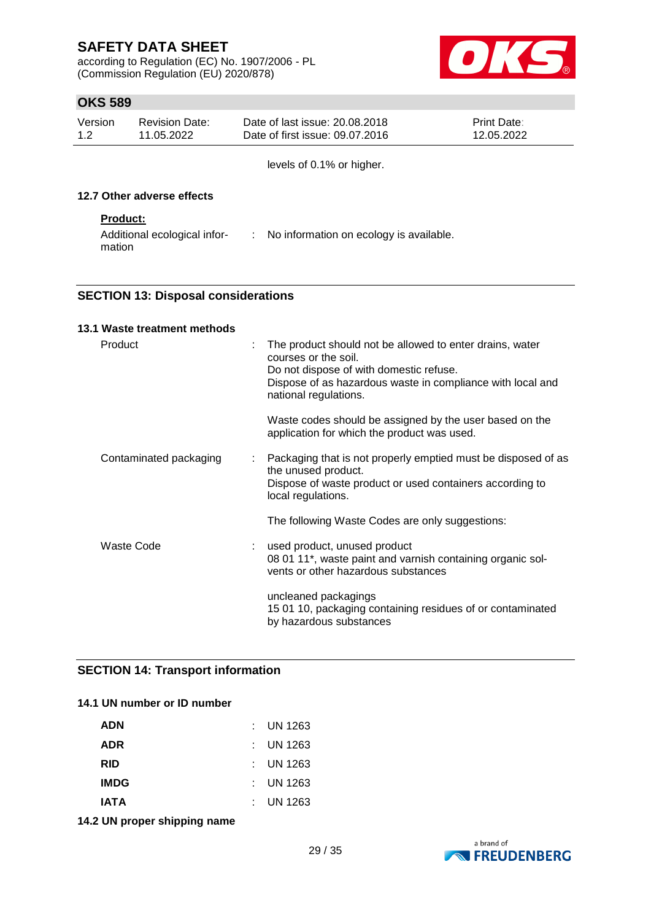levels of 0.1% or higher.

### 12.7 Other adverse effects

**Product:**

| | | |
|---|---|---|
| Additional ecological information | : | No information on ecology is available. |

## SECTION 13: Disposal considerations

### 13.1 Waste treatment methods

| | | |
|---|---|---|
| Product | : | The product should not be allowed to enter drains, water courses or the soil.<br>Do not dispose of with domestic refuse.<br>Dispose of as hazardous waste in compliance with local and national regulations.<br><br>Waste codes should be assigned by the user based on the application for which the product was used. |
| Contaminated packaging | : | Packaging that is not properly emptied must be disposed of as the unused product.<br>Dispose of waste product or used containers according to local regulations.<br><br>The following Waste Codes are only suggestions: |
| Waste Code | : | used product, unused product<br>08 01 11*, waste paint and varnish containing organic solvents or other hazardous substances<br><br>uncleaned packagings<br>15 01 10, packaging containing residues of or contaminated by hazardous substances |

## SECTION 14: Transport information

### 14.1 UN number or ID number

| | | |
|---|---|---|
| **ADN** | : | UN 1263 |
| **ADR** | : | UN 1263 |
| **RID** | : | UN 1263 |
| **IMDG** | : | UN 1263 |
| **IATA** | : | UN 1263 |

### 14.2 UN proper shipping name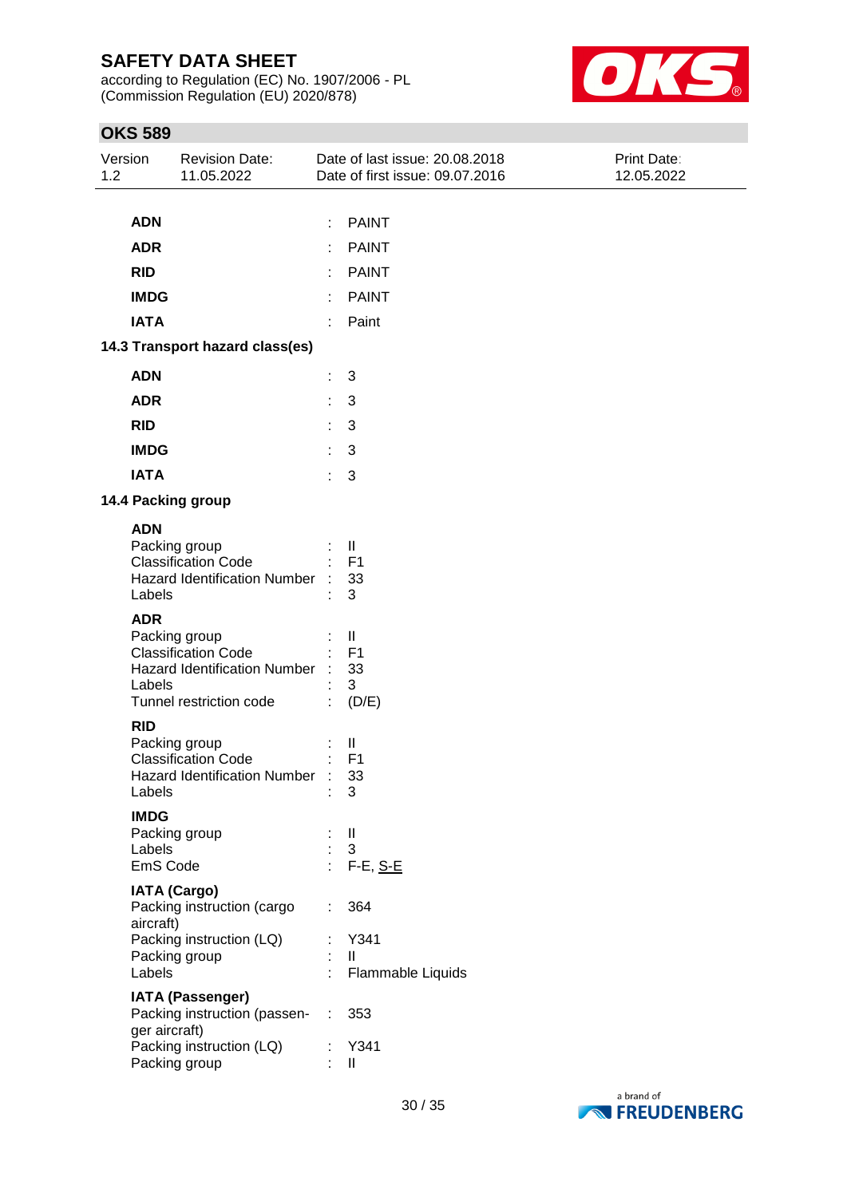| | | |
|---|---|---|
| **ADN** | : | PAINT |
| **ADR** | : | PAINT |
| **RID** | : | PAINT |
| **IMDG** | : | PAINT |
| **IATA** | : | Paint |

**14.3 Transport hazard class(es)**

| | | |
|---|---|---|
| **ADN** | : | 3 |
| **ADR** | : | 3 |
| **RID** | : | 3 |
| **IMDG** | : | 3 |
| **IATA** | : | 3 |

**14.4 Packing group**

**ADN**

| | | |
|---|---|---|
| Packing group | : | II |
| Classification Code | : | F1 |
| Hazard Identification Number | : | 33 |
| Labels | : | 3 |

**ADR**

| | | |
|---|---|---|
| Packing group | : | II |
| Classification Code | : | F1 |
| Hazard Identification Number | : | 33 |
| Labels | : | 3 |
| Tunnel restriction code | : | (D/E) |

**RID**

| | | |
|---|---|---|
| Packing group | : | II |
| Classification Code | : | F1 |
| Hazard Identification Number | : | 33 |
| Labels | : | 3 |

**IMDG**

| | | |
|---|---|---|
| Packing group | : | II |
| Labels | : | 3 |
| EmS Code | : | F-E, S-E |

**IATA (Cargo)**

| | | |
|---|---|---|
| Packing instruction (cargo aircraft) | : | 364 |
| Packing instruction (LQ) | : | Y341 |
| Packing group | : | II |
| Labels | : | Flammable Liquids |

**IATA (Passenger)**

| | | |
|---|---|---|
| Packing instruction (passenger aircraft) | : | 353 |
| Packing instruction (LQ) | : | Y341 |
| Packing group | : | II |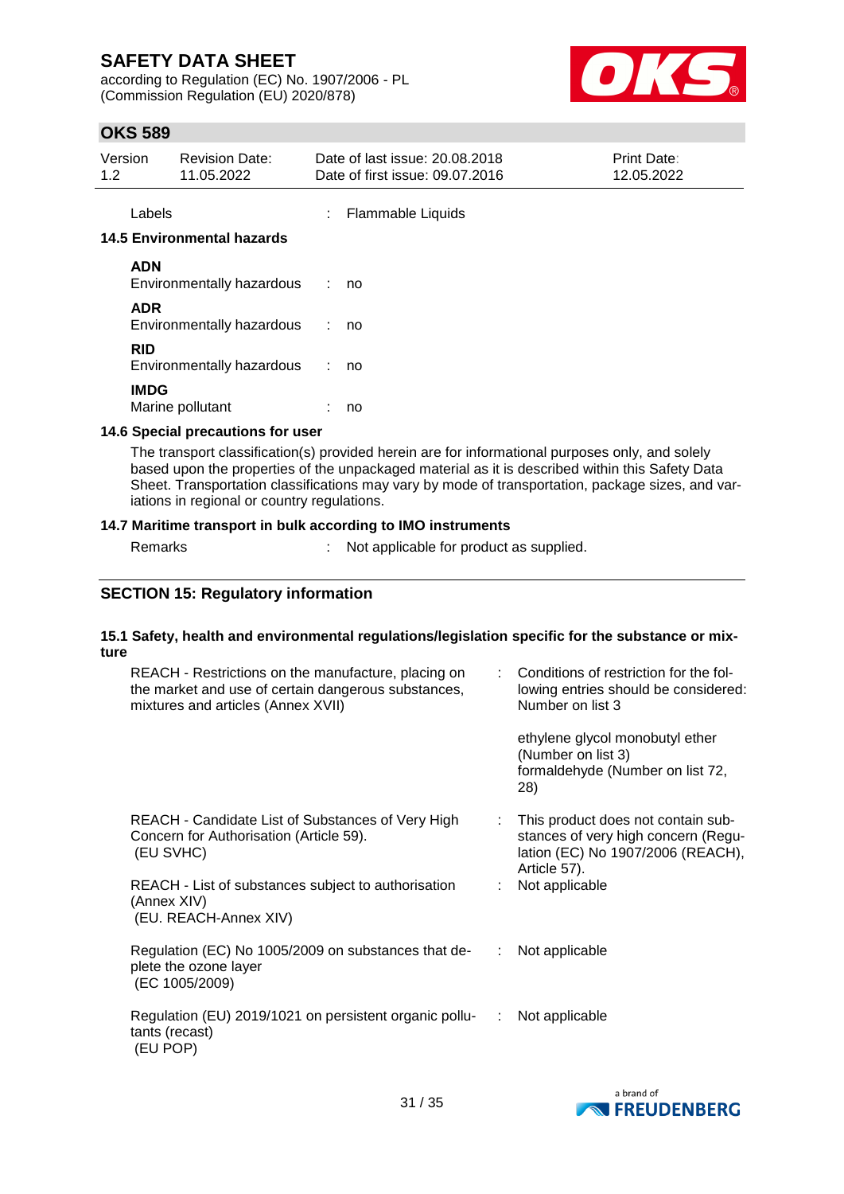Labels : Flammable Liquids

**14.5 Environmental hazards**

**ADN**
Environmentally hazardous : no

**ADR**
Environmentally hazardous : no

**RID**
Environmentally hazardous : no

**IMDG**
Marine pollutant : no

**14.6 Special precautions for user**

The transport classification(s) provided herein are for informational purposes only, and solely based upon the properties of the unpackaged material as it is described within this Safety Data Sheet. Transportation classifications may vary by mode of transportation, package sizes, and variations in regional or country regulations.

**14.7 Maritime transport in bulk according to IMO instruments**

Remarks : Not applicable for product as supplied.

## SECTION 15: Regulatory information

**15.1 Safety, health and environmental regulations/legislation specific for the substance or mixture**

| | |
|---|---|
| REACH - Restrictions on the manufacture, placing on the market and use of certain dangerous substances, mixtures and articles (Annex XVII) | : Conditions of restriction for the following entries should be considered: Number on list 3<br><br>ethylene glycol monobutyl ether (Number on list 3)<br>formaldehyde (Number on list 72, 28) |
| REACH - Candidate List of Substances of Very High Concern for Authorisation (Article 59). (EU SVHC) | : This product does not contain substances of very high concern (Regulation (EC) No 1907/2006 (REACH), Article 57). |
| REACH - List of substances subject to authorisation (Annex XIV) (EU. REACH-Annex XIV) | : Not applicable |
| Regulation (EC) No 1005/2009 on substances that deplete the ozone layer (EC 1005/2009) | : Not applicable |
| Regulation (EU) 2019/1021 on persistent organic pollutants (recast) (EU POP) | : Not applicable |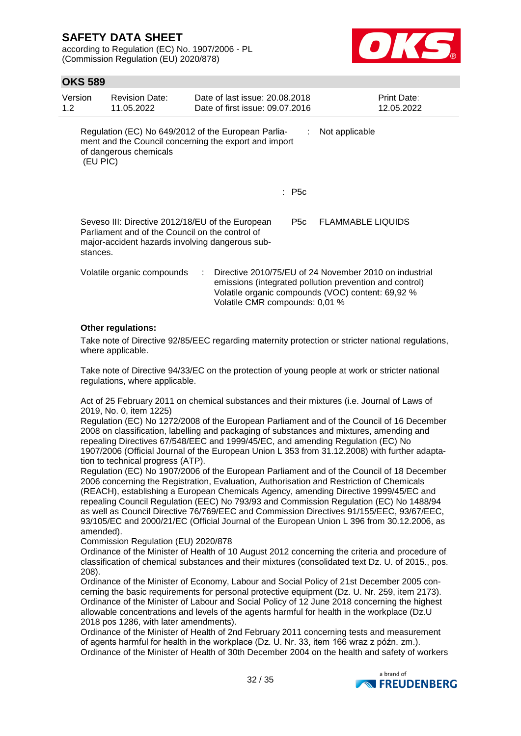| | | |
|---|---|---|
| Regulation (EC) No 649/2012 of the European Parliament and the Council concerning the export and import of dangerous chemicals (EU PIC) | : | Not applicable |
| | : | P5c |
| Seveso III: Directive 2012/18/EU of the European Parliament and of the Council on the control of major-accident hazards involving dangerous substances. | P5c | FLAMMABLE LIQUIDS |
| Volatile organic compounds | : | Directive 2010/75/EU of 24 November 2010 on industrial emissions (integrated pollution prevention and control)<br>Volatile organic compounds (VOC) content: 69,92 %<br>Volatile CMR compounds: 0,01 % |

**Other regulations:**

Take note of Directive 92/85/EEC regarding maternity protection or stricter national regulations, where applicable.

Take note of Directive 94/33/EC on the protection of young people at work or stricter national regulations, where applicable.

Act of 25 February 2011 on chemical substances and their mixtures (i.e. Journal of Laws of 2019, No. 0, item 1225)
Regulation (EC) No 1272/2008 of the European Parliament and of the Council of 16 December 2008 on classification, labelling and packaging of substances and mixtures, amending and repealing Directives 67/548/EEC and 1999/45/EC, and amending Regulation (EC) No 1907/2006 (Official Journal of the European Union L 353 from 31.12.2008) with further adaptation to technical progress (ATP).
Regulation (EC) No 1907/2006 of the European Parliament and of the Council of 18 December 2006 concerning the Registration, Evaluation, Authorisation and Restriction of Chemicals (REACH), establishing a European Chemicals Agency, amending Directive 1999/45/EC and repealing Council Regulation (EEC) No 793/93 and Commission Regulation (EC) No 1488/94 as well as Council Directive 76/769/EEC and Commission Directives 91/155/EEC, 93/67/EEC, 93/105/EC and 2000/21/EC (Official Journal of the European Union L 396 from 30.12.2006, as amended).
Commission Regulation (EU) 2020/878
Ordinance of the Minister of Health of 10 August 2012 concerning the criteria and procedure of classification of chemical substances and their mixtures (consolidated text Dz. U. of 2015., pos. 208).
Ordinance of the Minister of Economy, Labour and Social Policy of 21st December 2005 concerning the basic requirements for personal protective equipment (Dz. U. Nr. 259, item 2173).
Ordinance of the Minister of Labour and Social Policy of 12 June 2018 concerning the highest allowable concentrations and levels of the agents harmful for health in the workplace (Dz.U 2018 pos 1286, with later amendments).
Ordinance of the Minister of Health of 2nd February 2011 concerning tests and measurement of agents harmful for health in the workplace (Dz. U. Nr. 33, item 166 wraz z późn. zm.).
Ordinance of the Minister of Health of 30th December 2004 on the health and safety of workers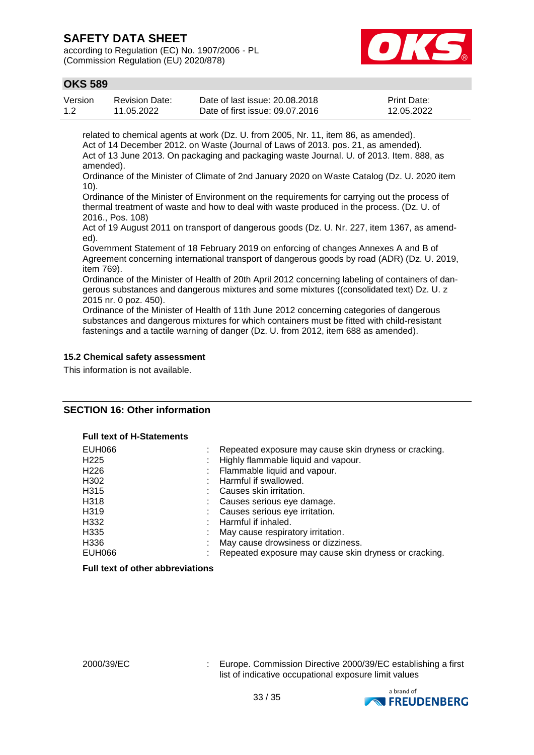related to chemical agents at work (Dz. U. from 2005, Nr. 11, item 86, as amended).
Act of 14 December 2012. on Waste (Journal of Laws of 2013. pos. 21, as amended).
Act of 13 June 2013. On packaging and packaging waste Journal. U. of 2013. Item. 888, as amended).
Ordinance of the Minister of Climate of 2nd January 2020 on Waste Catalog (Dz. U. 2020 item 10).
Ordinance of the Minister of Environment on the requirements for carrying out the process of thermal treatment of waste and how to deal with waste produced in the process. (Dz. U. of 2016., Pos. 108)
Act of 19 August 2011 on transport of dangerous goods (Dz. U. Nr. 227, item 1367, as amended).
Government Statement of 18 February 2019 on enforcing of changes Annexes A and B of Agreement concerning international transport of dangerous goods by road (ADR) (Dz. U. 2019, item 769).
Ordinance of the Minister of Health of 20th April 2012 concerning labeling of containers of dangerous substances and dangerous mixtures and some mixtures ((consolidated text) Dz. U. z 2015 nr. 0 poz. 450).
Ordinance of the Minister of Health of 11th June 2012 concerning categories of dangerous substances and dangerous mixtures for which containers must be fitted with child-resistant fastenings and a tactile warning of danger (Dz. U. from 2012, item 688 as amended).

### 15.2 Chemical safety assessment

This information is not available.

## SECTION 16: Other information

**Full text of H-Statements**

| | |
|---|---|
| EUH066 | : Repeated exposure may cause skin dryness or cracking. |
| H225 | : Highly flammable liquid and vapour. |
| H226 | : Flammable liquid and vapour. |
| H302 | : Harmful if swallowed. |
| H315 | : Causes skin irritation. |
| H318 | : Causes serious eye damage. |
| H319 | : Causes serious eye irritation. |
| H332 | : Harmful if inhaled. |
| H335 | : May cause respiratory irritation. |
| H336 | : May cause drowsiness or dizziness. |
| EUH066 | : Repeated exposure may cause skin dryness or cracking. |

**Full text of other abbreviations**

| | |
|---|---|
| 2000/39/EC | : Europe. Commission Directive 2000/39/EC establishing a first list of indicative occupational exposure limit values |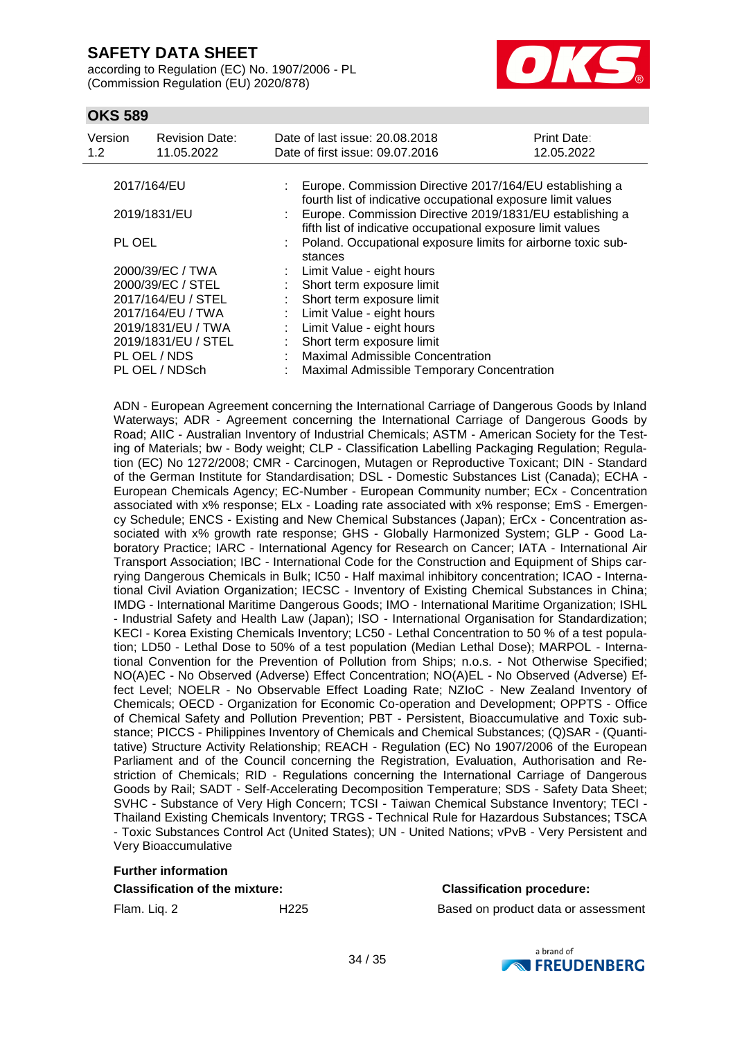| | | |
|---|---|---|
| 2017/164/EU | : | Europe. Commission Directive 2017/164/EU establishing a fourth list of indicative occupational exposure limit values |
| 2019/1831/EU | : | Europe. Commission Directive 2019/1831/EU establishing a fifth list of indicative occupational exposure limit values |
| PL OEL | : | Poland. Occupational exposure limits for airborne toxic substances |
| 2000/39/EC / TWA | : | Limit Value - eight hours |
| 2000/39/EC / STEL | : | Short term exposure limit |
| 2017/164/EU / STEL | : | Short term exposure limit |
| 2017/164/EU / TWA | : | Limit Value - eight hours |
| 2019/1831/EU / TWA | : | Limit Value - eight hours |
| 2019/1831/EU / STEL | : | Short term exposure limit |
| PL OEL / NDS | : | Maximal Admissible Concentration |
| PL OEL / NDSch | : | Maximal Admissible Temporary Concentration |

ADN - European Agreement concerning the International Carriage of Dangerous Goods by Inland Waterways; ADR - Agreement concerning the International Carriage of Dangerous Goods by Road; AIIC - Australian Inventory of Industrial Chemicals; ASTM - American Society for the Testing of Materials; bw - Body weight; CLP - Classification Labelling Packaging Regulation; Regulation (EC) No 1272/2008; CMR - Carcinogen, Mutagen or Reproductive Toxicant; DIN - Standard of the German Institute for Standardisation; DSL - Domestic Substances List (Canada); ECHA - European Chemicals Agency; EC-Number - European Community number; ECx - Concentration associated with x% response; ELx - Loading rate associated with x% response; EmS - Emergency Schedule; ENCS - Existing and New Chemical Substances (Japan); ErCx - Concentration associated with x% growth rate response; GHS - Globally Harmonized System; GLP - Good Laboratory Practice; IARC - International Agency for Research on Cancer; IATA - International Air Transport Association; IBC - International Code for the Construction and Equipment of Ships carrying Dangerous Chemicals in Bulk; IC50 - Half maximal inhibitory concentration; ICAO - International Civil Aviation Organization; IECSC - Inventory of Existing Chemical Substances in China; IMDG - International Maritime Dangerous Goods; IMO - International Maritime Organization; ISHL - Industrial Safety and Health Law (Japan); ISO - International Organisation for Standardization; KECI - Korea Existing Chemicals Inventory; LC50 - Lethal Concentration to 50 % of a test population; LD50 - Lethal Dose to 50% of a test population (Median Lethal Dose); MARPOL - International Convention for the Prevention of Pollution from Ships; n.o.s. - Not Otherwise Specified; NO(A)EC - No Observed (Adverse) Effect Concentration; NO(A)EL - No Observed (Adverse) Effect Level; NOELR - No Observable Effect Loading Rate; NZIoC - New Zealand Inventory of Chemicals; OECD - Organization for Economic Co-operation and Development; OPPTS - Office of Chemical Safety and Pollution Prevention; PBT - Persistent, Bioaccumulative and Toxic substance; PICCS - Philippines Inventory of Chemicals and Chemical Substances; (Q)SAR - (Quantitative) Structure Activity Relationship; REACH - Regulation (EC) No 1907/2006 of the European Parliament and of the Council concerning the Registration, Evaluation, Authorisation and Restriction of Chemicals; RID - Regulations concerning the International Carriage of Dangerous Goods by Rail; SADT - Self-Accelerating Decomposition Temperature; SDS - Safety Data Sheet; SVHC - Substance of Very High Concern; TCSI - Taiwan Chemical Substance Inventory; TECI - Thailand Existing Chemicals Inventory; TRGS - Technical Rule for Hazardous Substances; TSCA - Toxic Substances Control Act (United States); UN - United Nations; vPvB - Very Persistent and Very Bioaccumulative

**Further information**

| **Classification of the mixture:** | | **Classification procedure:** |
|---|---|---|
| Flam. Liq. 2 | H225 | Based on product data or assessment |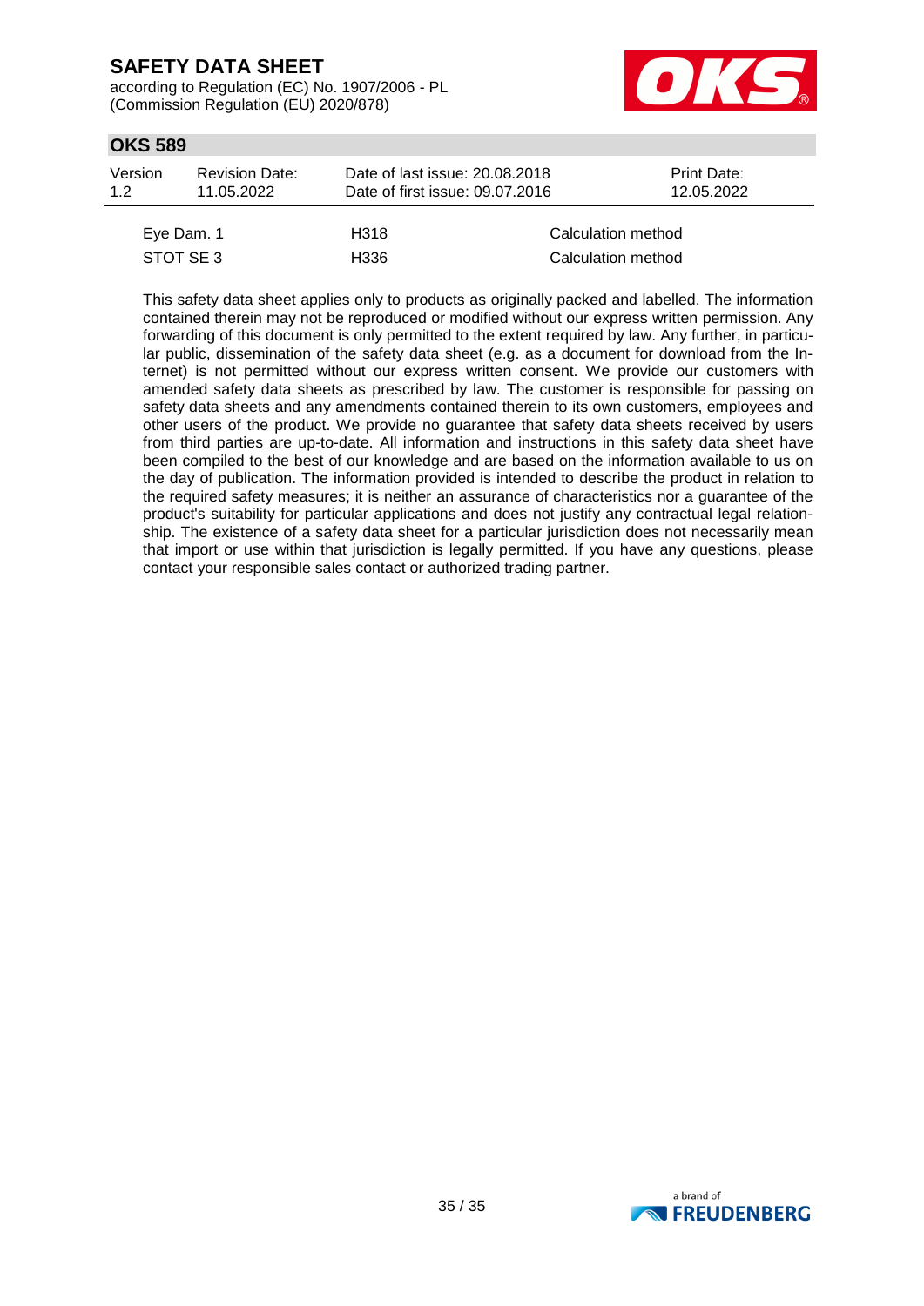| | | |
|---|---|---|
| Eye Dam. 1 | H318 | Calculation method |
| STOT SE 3 | H336 | Calculation method |

This safety data sheet applies only to products as originally packed and labelled. The information contained therein may not be reproduced or modified without our express written permission. Any forwarding of this document is only permitted to the extent required by law. Any further, in particular public, dissemination of the safety data sheet (e.g. as a document for download from the Internet) is not permitted without our express written consent. We provide our customers with amended safety data sheets as prescribed by law. The customer is responsible for passing on safety data sheets and any amendments contained therein to its own customers, employees and other users of the product. We provide no guarantee that safety data sheets received by users from third parties are up-to-date. All information and instructions in this safety data sheet have been compiled to the best of our knowledge and are based on the information available to us on the day of publication. The information provided is intended to describe the product in relation to the required safety measures; it is neither an assurance of characteristics nor a guarantee of the product's suitability for particular applications and does not justify any contractual legal relationship. The existence of a safety data sheet for a particular jurisdiction does not necessarily mean that import or use within that jurisdiction is legally permitted. If you have any questions, please contact your responsible sales contact or authorized trading partner.